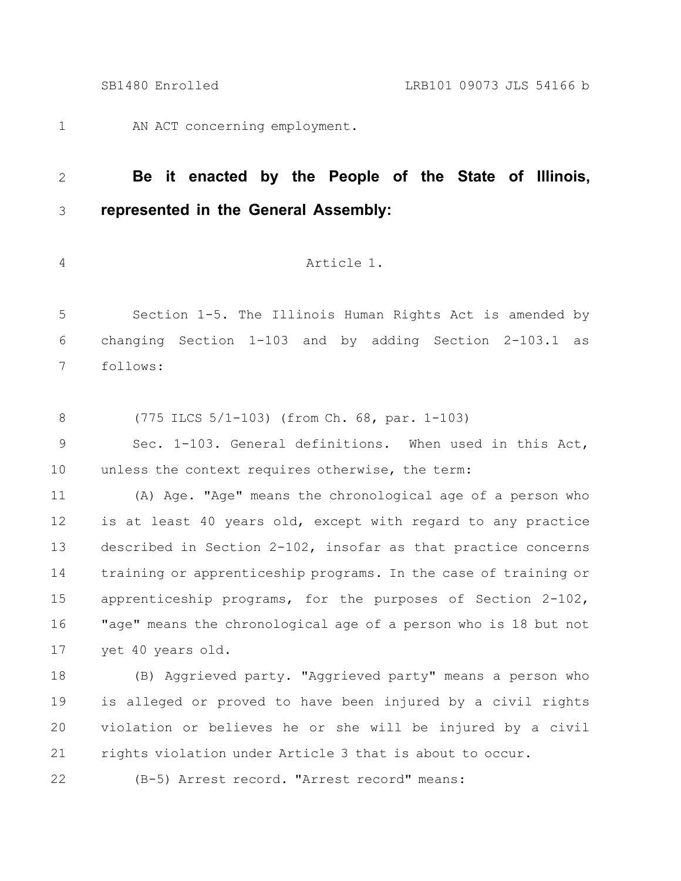AN ACT concerning employment.

**Be it enacted by the People of the State of Illinois, represented in the General Assembly:**

Article 1.

Section 1-5. The Illinois Human Rights Act is amended by changing Section 1-103 and by adding Section 2-103.1 as follows:

(775 ILCS 5/1-103) (from Ch. 68, par. 1-103)

Sec. 1-103. General definitions. When used in this Act, unless the context requires otherwise, the term:

(A) Age. "Age" means the chronological age of a person who is at least 40 years old, except with regard to any practice described in Section 2-102, insofar as that practice concerns training or apprenticeship programs. In the case of training or apprenticeship programs, for the purposes of Section 2-102, "age" means the chronological age of a person who is 18 but not yet 40 years old.

(B) Aggrieved party. "Aggrieved party" means a person who is alleged or proved to have been injured by a civil rights violation or believes he or she will be injured by a civil rights violation under Article 3 that is about to occur.

(B-5) Arrest record. "Arrest record" means: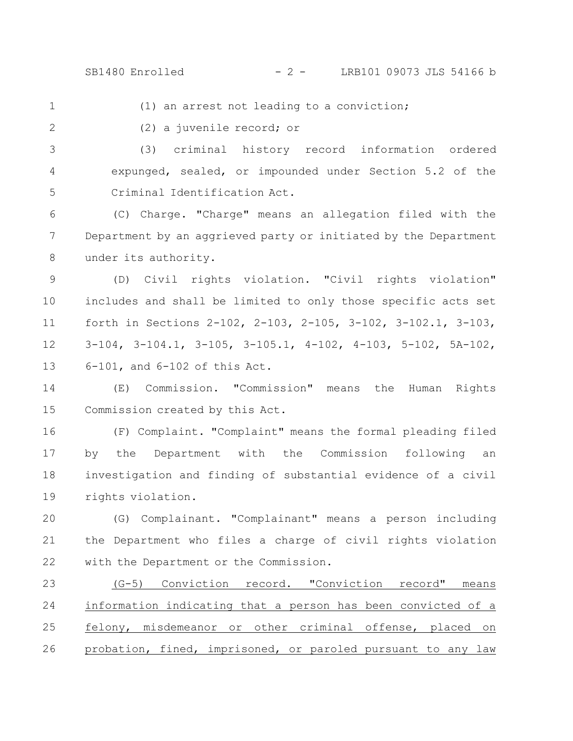(1) an arrest not leading to a conviction;

(2) a juvenile record; or

(3) criminal history record information ordered expunged, sealed, or impounded under Section 5.2 of the Criminal Identification Act.

(C) Charge. "Charge" means an allegation filed with the Department by an aggrieved party or initiated by the Department under its authority.

(D) Civil rights violation. "Civil rights violation" includes and shall be limited to only those specific acts set forth in Sections 2-102, 2-103, 2-105, 3-102, 3-102.1, 3-103, 3-104, 3-104.1, 3-105, 3-105.1, 4-102, 4-103, 5-102, 5A-102, 6-101, and 6-102 of this Act.

(E) Commission. "Commission" means the Human Rights Commission created by this Act.

(F) Complaint. "Complaint" means the formal pleading filed by the Department with the Commission following an investigation and finding of substantial evidence of a civil rights violation.

(G) Complainant. "Complainant" means a person including the Department who files a charge of civil rights violation with the Department or the Commission.

(G-5) Conviction record. "Conviction record" means information indicating that a person has been convicted of a felony, misdemeanor or other criminal offense, placed on probation, fined, imprisoned, or paroled pursuant to any law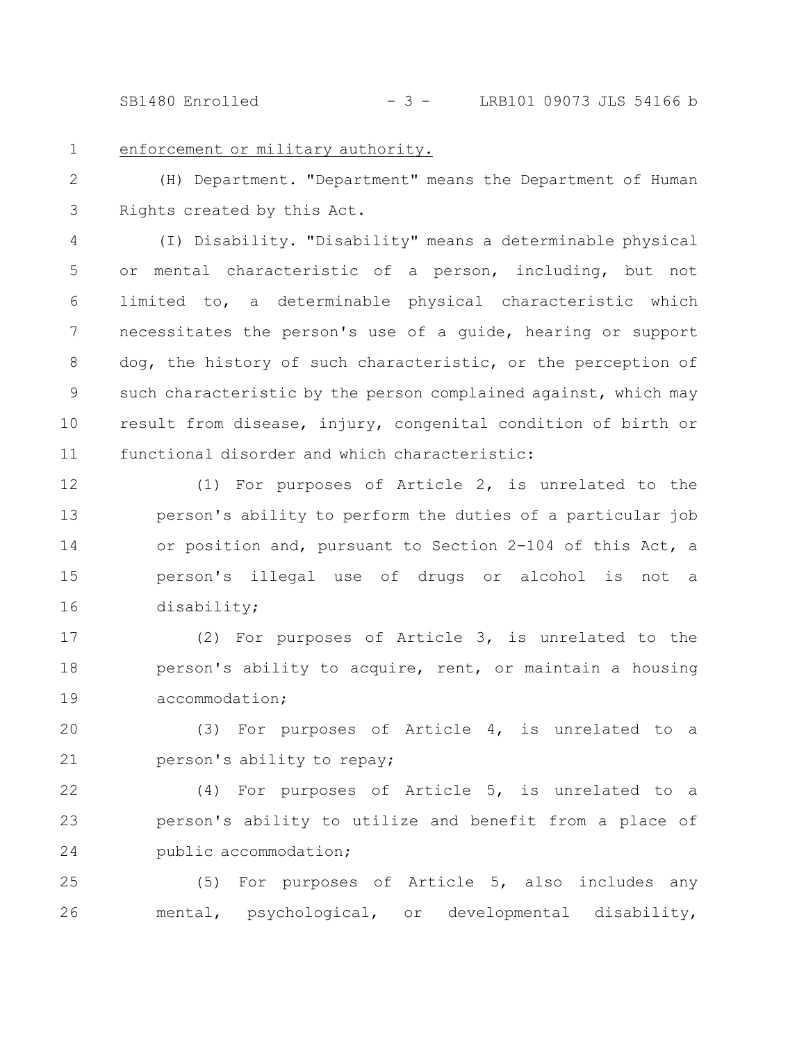<u>enforcement or military authority.</u>

(H) Department. "Department" means the Department of Human Rights created by this Act.

(I) Disability. "Disability" means a determinable physical or mental characteristic of a person, including, but not limited to, a determinable physical characteristic which necessitates the person's use of a guide, hearing or support dog, the history of such characteristic, or the perception of such characteristic by the person complained against, which may result from disease, injury, congenital condition of birth or functional disorder and which characteristic:

(1) For purposes of Article 2, is unrelated to the person's ability to perform the duties of a particular job or position and, pursuant to Section 2-104 of this Act, a person's illegal use of drugs or alcohol is not a disability;

(2) For purposes of Article 3, is unrelated to the person's ability to acquire, rent, or maintain a housing accommodation;

(3) For purposes of Article 4, is unrelated to a person's ability to repay;

(4) For purposes of Article 5, is unrelated to a person's ability to utilize and benefit from a place of public accommodation;

(5) For purposes of Article 5, also includes any mental, psychological, or developmental disability,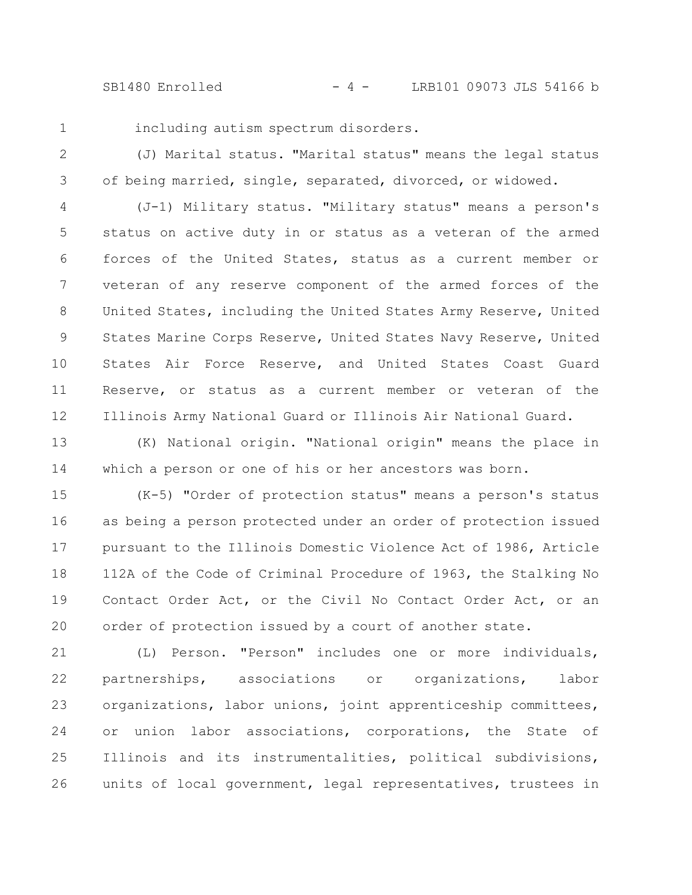including autism spectrum disorders.

(J) Marital status. "Marital status" means the legal status of being married, single, separated, divorced, or widowed.

(J-1) Military status. "Military status" means a person's status on active duty in or status as a veteran of the armed forces of the United States, status as a current member or veteran of any reserve component of the armed forces of the United States, including the United States Army Reserve, United States Marine Corps Reserve, United States Navy Reserve, United States Air Force Reserve, and United States Coast Guard Reserve, or status as a current member or veteran of the Illinois Army National Guard or Illinois Air National Guard.

(K) National origin. "National origin" means the place in which a person or one of his or her ancestors was born.

(K-5) "Order of protection status" means a person's status as being a person protected under an order of protection issued pursuant to the Illinois Domestic Violence Act of 1986, Article 112A of the Code of Criminal Procedure of 1963, the Stalking No Contact Order Act, or the Civil No Contact Order Act, or an order of protection issued by a court of another state.

(L) Person. "Person" includes one or more individuals, partnerships, associations or organizations, labor organizations, labor unions, joint apprenticeship committees, or union labor associations, corporations, the State of Illinois and its instrumentalities, political subdivisions, units of local government, legal representatives, trustees in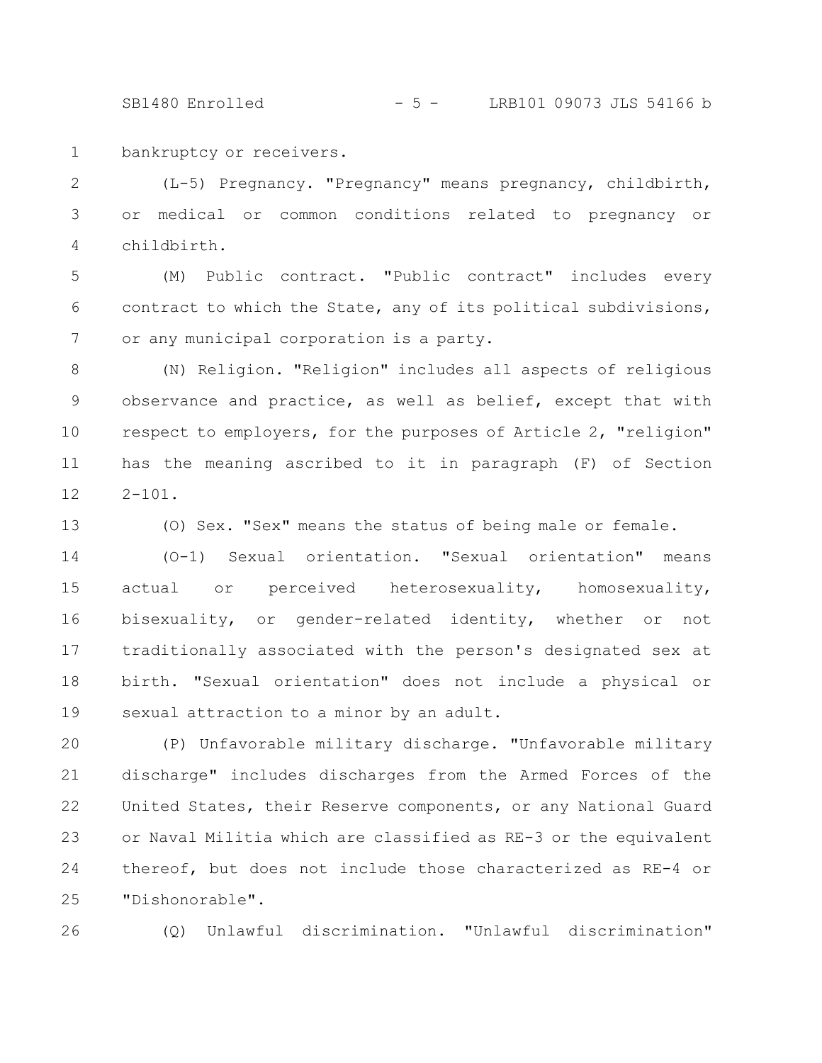bankruptcy or receivers.

(L-5) Pregnancy. "Pregnancy" means pregnancy, childbirth, or medical or common conditions related to pregnancy or childbirth.

(M) Public contract. "Public contract" includes every contract to which the State, any of its political subdivisions, or any municipal corporation is a party.

(N) Religion. "Religion" includes all aspects of religious observance and practice, as well as belief, except that with respect to employers, for the purposes of Article 2, "religion" has the meaning ascribed to it in paragraph (F) of Section 2-101.

(O) Sex. "Sex" means the status of being male or female.

(O-1) Sexual orientation. "Sexual orientation" means actual or perceived heterosexuality, homosexuality, bisexuality, or gender-related identity, whether or not traditionally associated with the person's designated sex at birth. "Sexual orientation" does not include a physical or sexual attraction to a minor by an adult.

(P) Unfavorable military discharge. "Unfavorable military discharge" includes discharges from the Armed Forces of the United States, their Reserve components, or any National Guard or Naval Militia which are classified as RE-3 or the equivalent thereof, but does not include those characterized as RE-4 or "Dishonorable".

(Q) Unlawful discrimination. "Unlawful discrimination"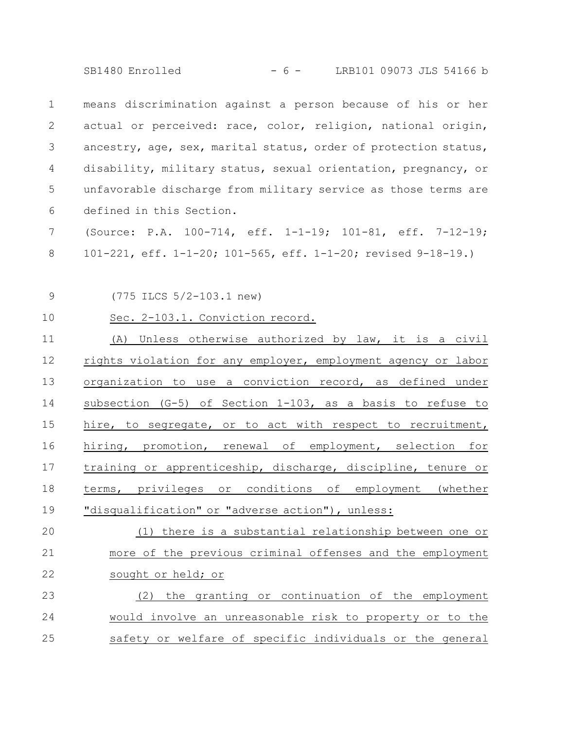means discrimination against a person because of his or her actual or perceived: race, color, religion, national origin, ancestry, age, sex, marital status, order of protection status, disability, military status, sexual orientation, pregnancy, or unfavorable discharge from military service as those terms are defined in this Section.

(Source: P.A. 100-714, eff. 1-1-19; 101-81, eff. 7-12-19; 101-221, eff. 1-1-20; 101-565, eff. 1-1-20; revised 9-18-19.)

(775 ILCS 5/2-103.1 new)

Sec. 2-103.1. Conviction record.

(A) Unless otherwise authorized by law, it is a civil rights violation for any employer, employment agency or labor organization to use a conviction record, as defined under subsection (G-5) of Section 1-103, as a basis to refuse to hire, to segregate, or to act with respect to recruitment, hiring, promotion, renewal of employment, selection for training or apprenticeship, discharge, discipline, tenure or terms, privileges or conditions of employment (whether "disqualification" or "adverse action"), unless:

(1) there is a substantial relationship between one or more of the previous criminal offenses and the employment sought or held; or

(2) the granting or continuation of the employment would involve an unreasonable risk to property or to the safety or welfare of specific individuals or the general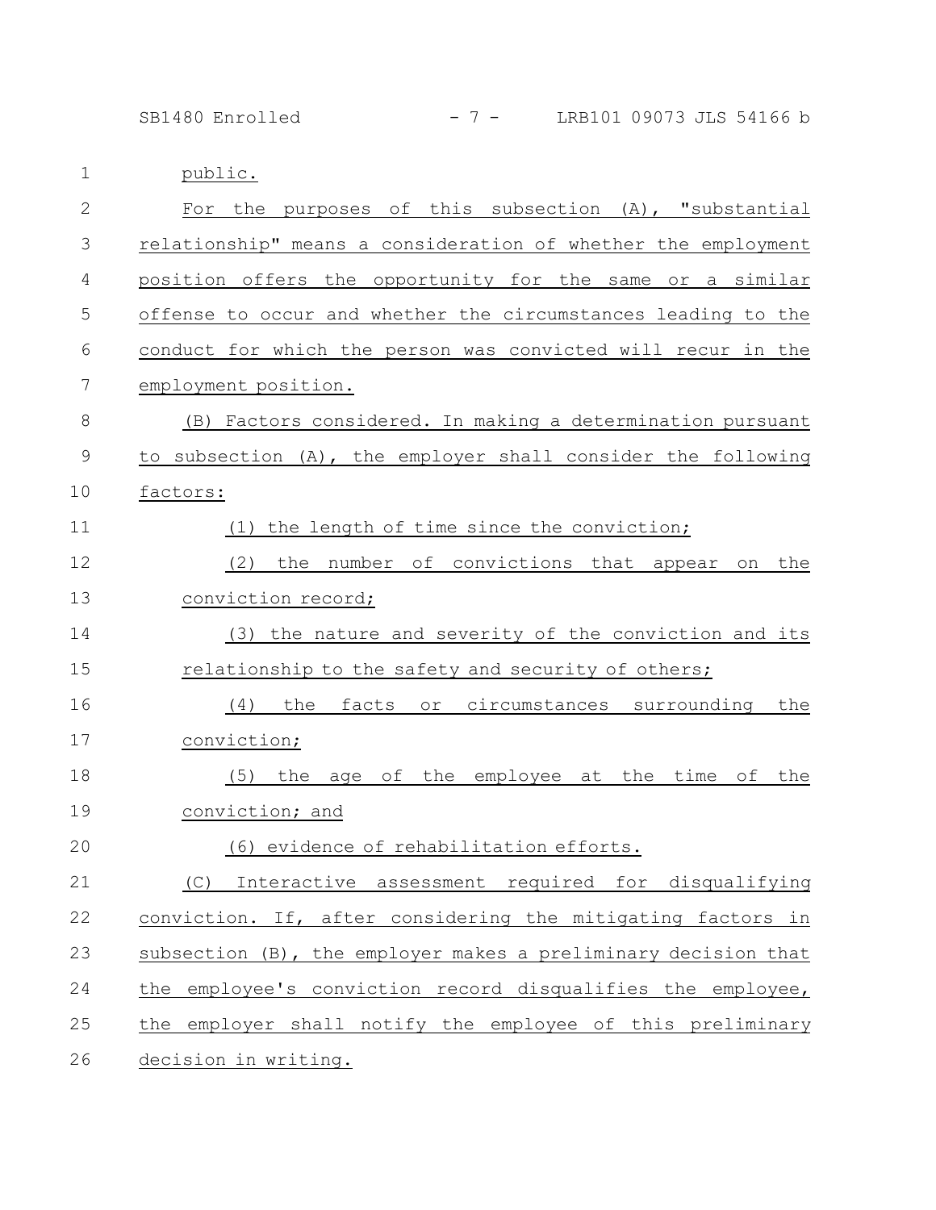public.

For the purposes of this subsection (A), "substantial relationship" means a consideration of whether the employment position offers the opportunity for the same or a similar offense to occur and whether the circumstances leading to the conduct for which the person was convicted will recur in the employment position.

(B) Factors considered. In making a determination pursuant to subsection (A), the employer shall consider the following factors:

(1) the length of time since the conviction;

(2) the number of convictions that appear on the conviction record;

(3) the nature and severity of the conviction and its relationship to the safety and security of others;

(4) the facts or circumstances surrounding the conviction;

(5) the age of the employee at the time of the conviction; and

(6) evidence of rehabilitation efforts.

(C) Interactive assessment required for disqualifying conviction. If, after considering the mitigating factors in subsection (B), the employer makes a preliminary decision that the employee's conviction record disqualifies the employee, the employer shall notify the employee of this preliminary decision in writing.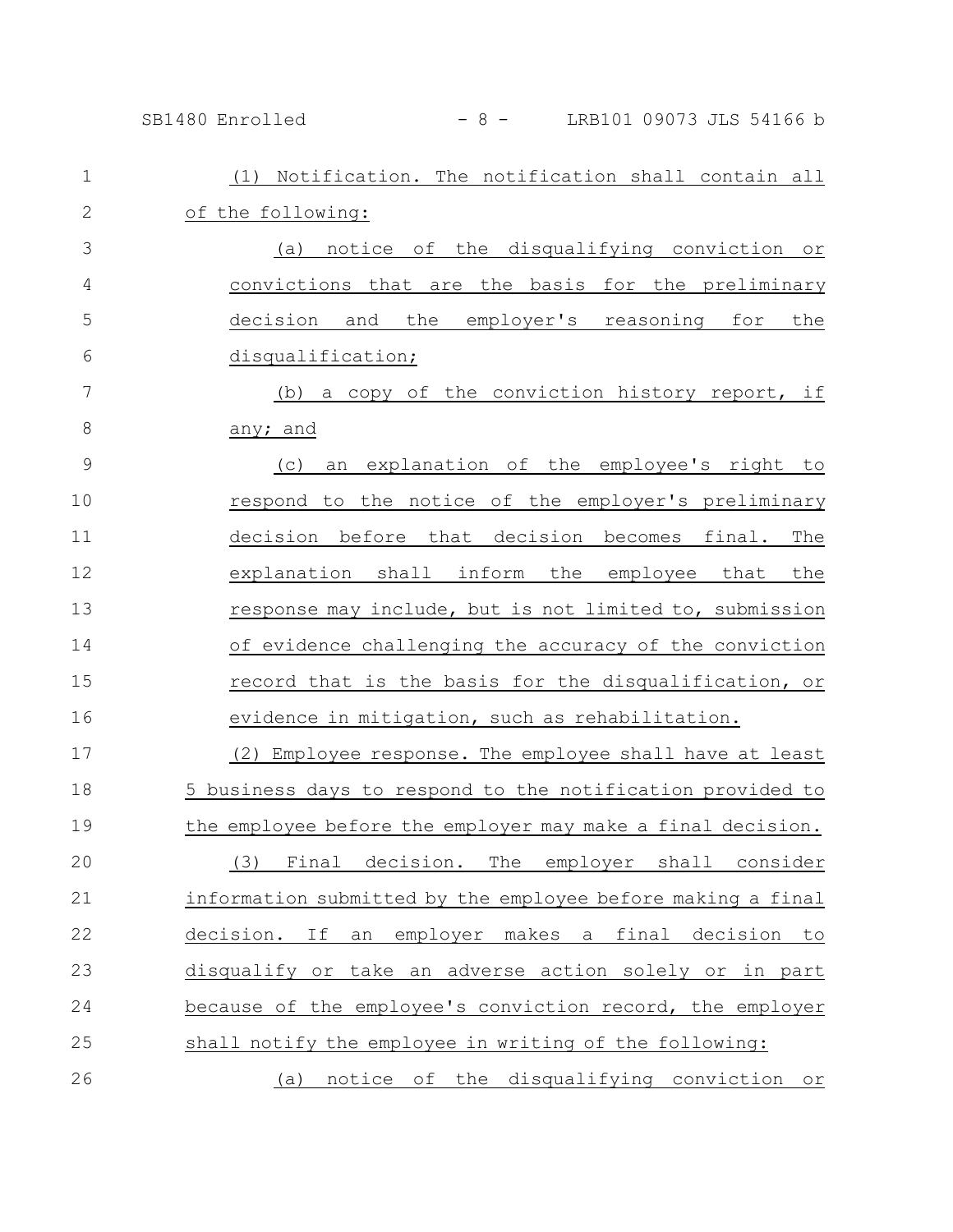(1) Notification. The notification shall contain all of the following:

(a) notice of the disqualifying conviction or convictions that are the basis for the preliminary decision and the employer's reasoning for the disqualification;

(b) a copy of the conviction history report, if any; and

(c) an explanation of the employee's right to respond to the notice of the employer's preliminary decision before that decision becomes final. The explanation shall inform the employee that the response may include, but is not limited to, submission of evidence challenging the accuracy of the conviction record that is the basis for the disqualification, or evidence in mitigation, such as rehabilitation.

(2) Employee response. The employee shall have at least 5 business days to respond to the notification provided to the employee before the employer may make a final decision.

(3) Final decision. The employer shall consider information submitted by the employee before making a final decision. If an employer makes a final decision to disqualify or take an adverse action solely or in part because of the employee's conviction record, the employer shall notify the employee in writing of the following:

(a) notice of the disqualifying conviction or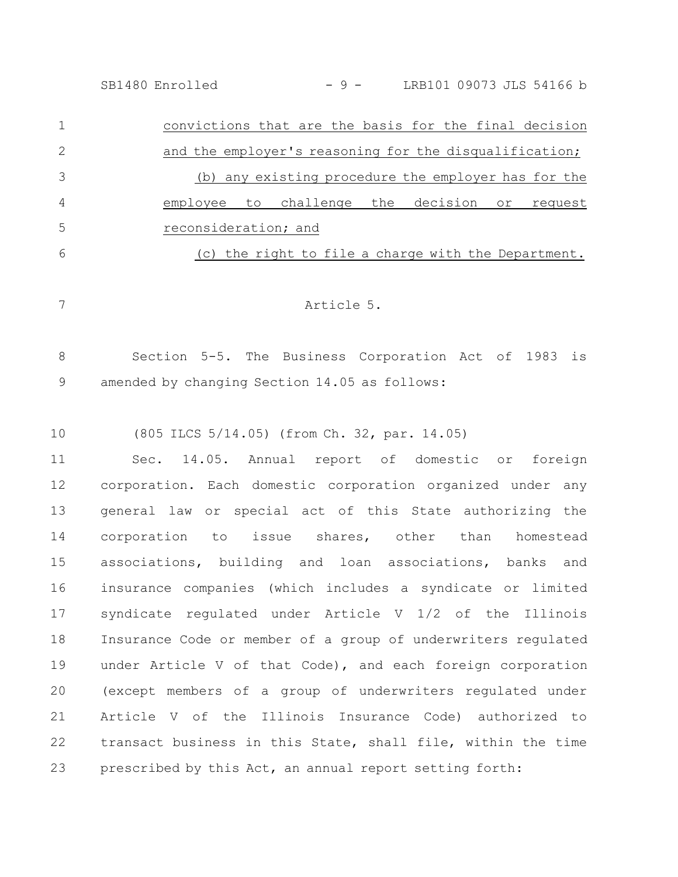convictions that are the basis for the final decision and the employer's reasoning for the disqualification;

(b) any existing procedure the employer has for the employee to challenge the decision or request reconsideration; and

(c) the right to file a charge with the Department.

Article 5.

Section 5-5. The Business Corporation Act of 1983 is amended by changing Section 14.05 as follows:

(805 ILCS 5/14.05) (from Ch. 32, par. 14.05)

Sec. 14.05. Annual report of domestic or foreign corporation. Each domestic corporation organized under any general law or special act of this State authorizing the corporation to issue shares, other than homestead associations, building and loan associations, banks and insurance companies (which includes a syndicate or limited syndicate regulated under Article V 1/2 of the Illinois Insurance Code or member of a group of underwriters regulated under Article V of that Code), and each foreign corporation (except members of a group of underwriters regulated under Article V of the Illinois Insurance Code) authorized to transact business in this State, shall file, within the time prescribed by this Act, an annual report setting forth: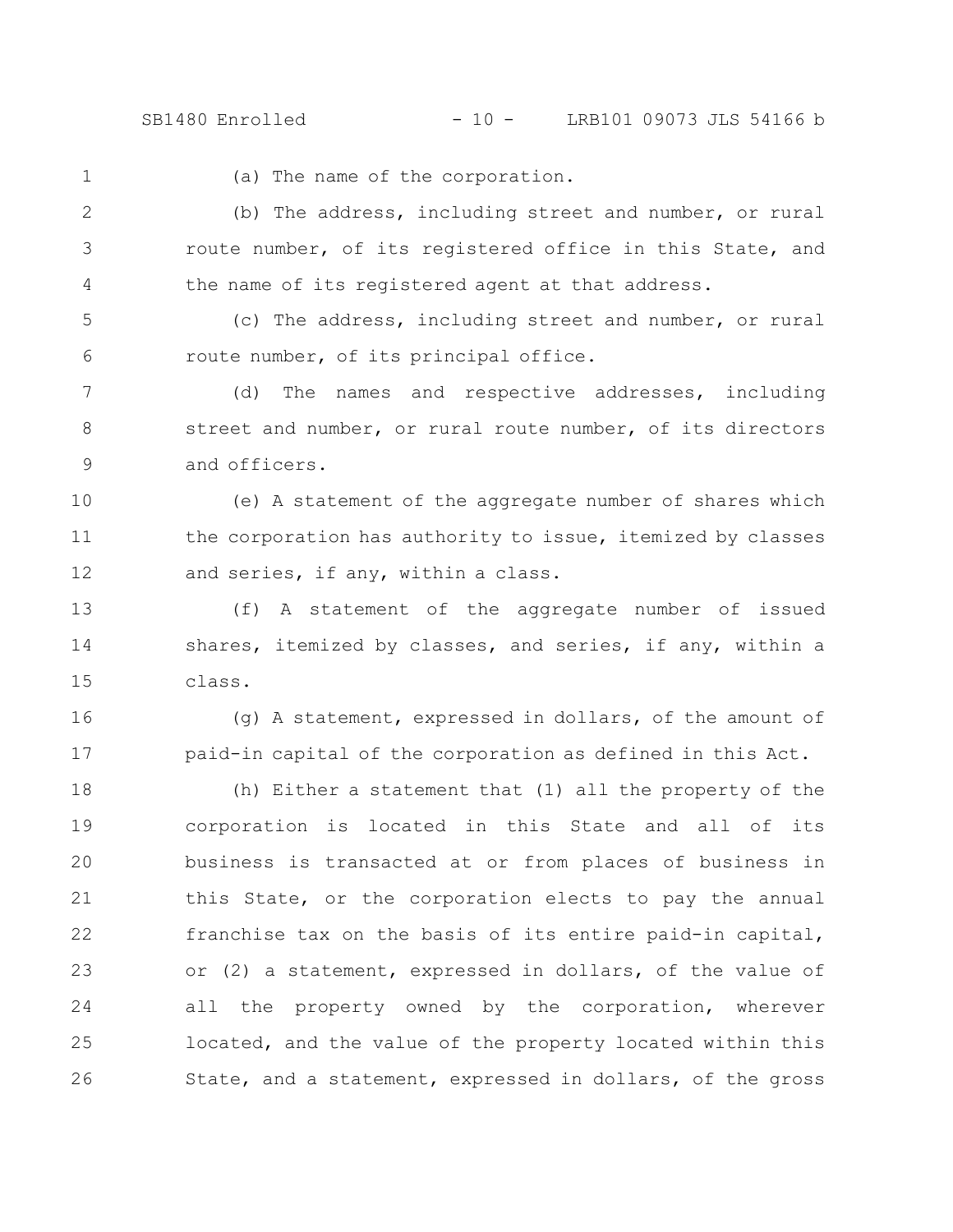(a) The name of the corporation.

(b) The address, including street and number, or rural route number, of its registered office in this State, and the name of its registered agent at that address.

(c) The address, including street and number, or rural route number, of its principal office.

(d) The names and respective addresses, including street and number, or rural route number, of its directors and officers.

(e) A statement of the aggregate number of shares which the corporation has authority to issue, itemized by classes and series, if any, within a class.

(f) A statement of the aggregate number of issued shares, itemized by classes, and series, if any, within a class.

(g) A statement, expressed in dollars, of the amount of paid-in capital of the corporation as defined in this Act.

(h) Either a statement that (1) all the property of the corporation is located in this State and all of its business is transacted at or from places of business in this State, or the corporation elects to pay the annual franchise tax on the basis of its entire paid-in capital, or (2) a statement, expressed in dollars, of the value of all the property owned by the corporation, wherever located, and the value of the property located within this State, and a statement, expressed in dollars, of the gross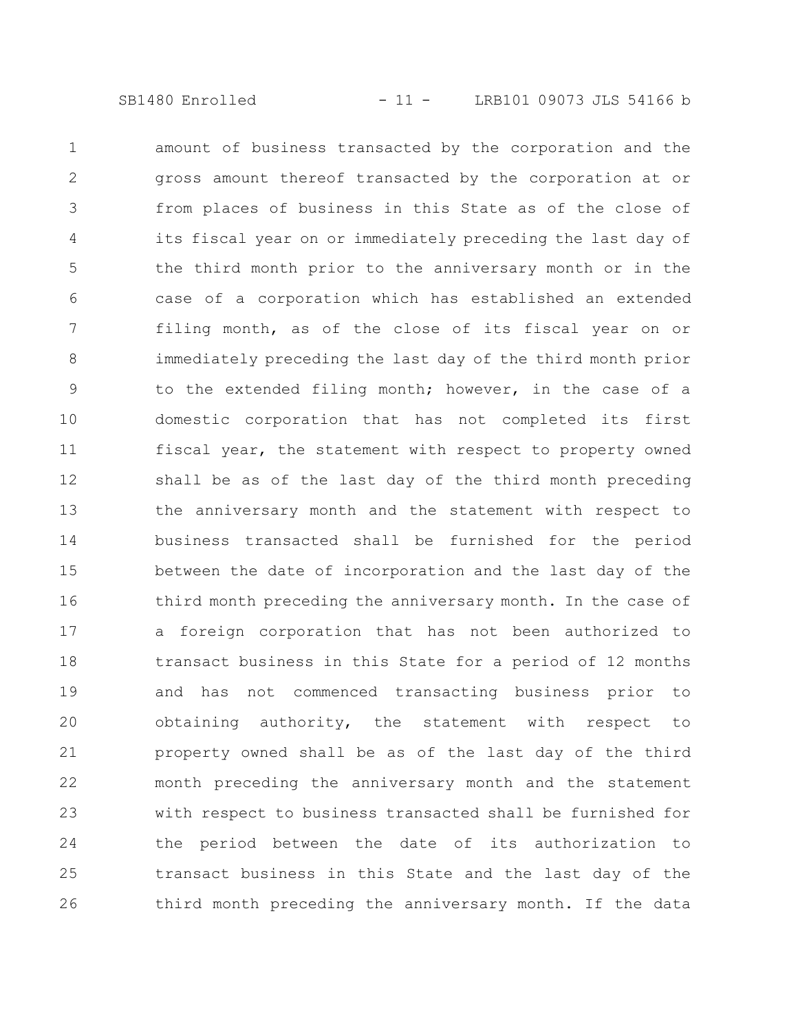amount of business transacted by the corporation and the gross amount thereof transacted by the corporation at or from places of business in this State as of the close of its fiscal year on or immediately preceding the last day of the third month prior to the anniversary month or in the case of a corporation which has established an extended filing month, as of the close of its fiscal year on or immediately preceding the last day of the third month prior to the extended filing month; however, in the case of a domestic corporation that has not completed its first fiscal year, the statement with respect to property owned shall be as of the last day of the third month preceding the anniversary month and the statement with respect to business transacted shall be furnished for the period between the date of incorporation and the last day of the third month preceding the anniversary month. In the case of a foreign corporation that has not been authorized to transact business in this State for a period of 12 months and has not commenced transacting business prior to obtaining authority, the statement with respect to property owned shall be as of the last day of the third month preceding the anniversary month and the statement with respect to business transacted shall be furnished for the period between the date of its authorization to transact business in this State and the last day of the third month preceding the anniversary month. If the data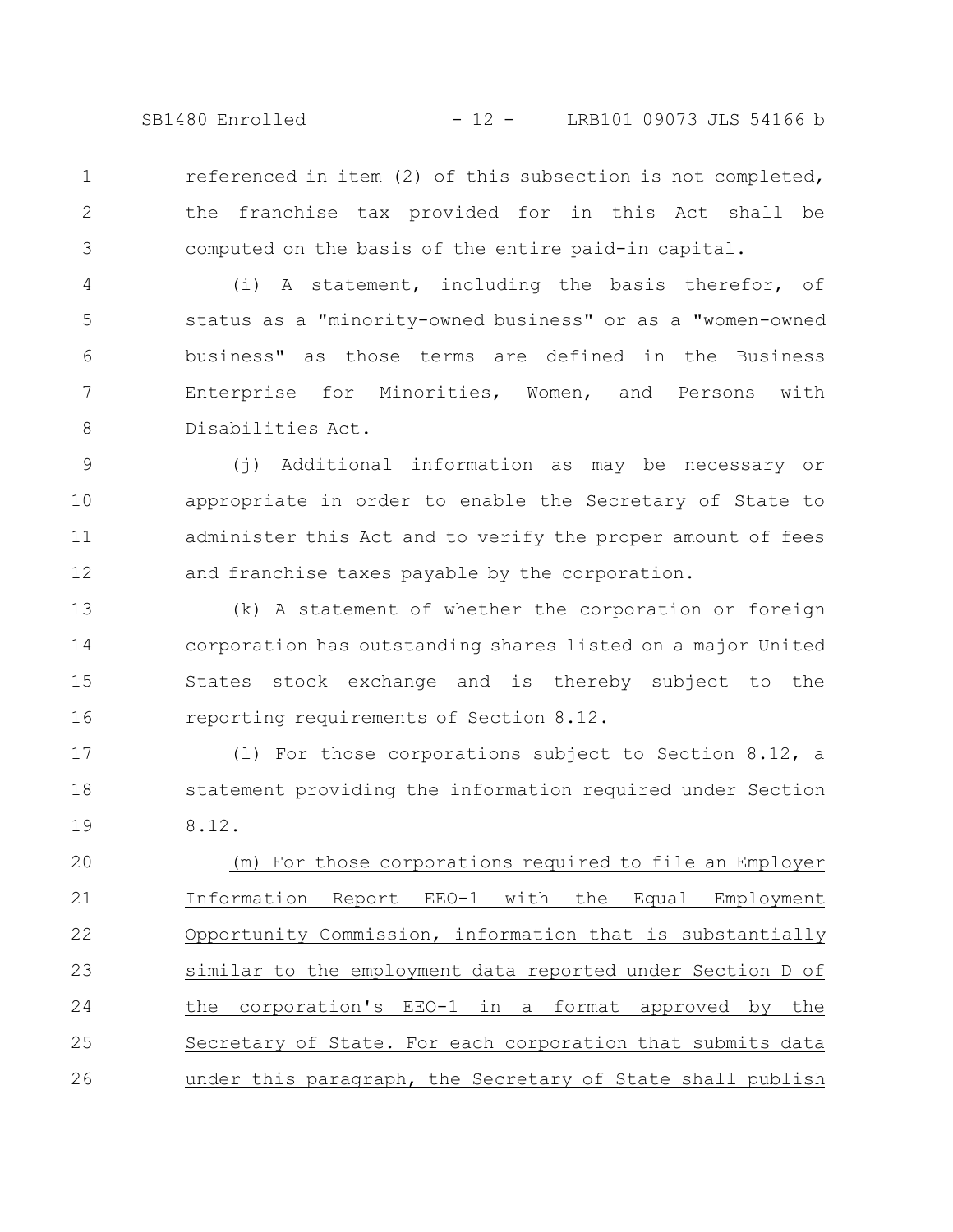referenced in item (2) of this subsection is not completed, the franchise tax provided for in this Act shall be computed on the basis of the entire paid-in capital.

(i) A statement, including the basis therefor, of status as a "minority-owned business" or as a "women-owned business" as those terms are defined in the Business Enterprise for Minorities, Women, and Persons with Disabilities Act.

(j) Additional information as may be necessary or appropriate in order to enable the Secretary of State to administer this Act and to verify the proper amount of fees and franchise taxes payable by the corporation.

(k) A statement of whether the corporation or foreign corporation has outstanding shares listed on a major United States stock exchange and is thereby subject to the reporting requirements of Section 8.12.

(l) For those corporations subject to Section 8.12, a statement providing the information required under Section 8.12.

<u>(m) For those corporations required to file an Employer Information Report EEO-1 with the Equal Employment Opportunity Commission, information that is substantially similar to the employment data reported under Section D of the corporation's EEO-1 in a format approved by the Secretary of State. For each corporation that submits data under this paragraph, the Secretary of State shall publish</u>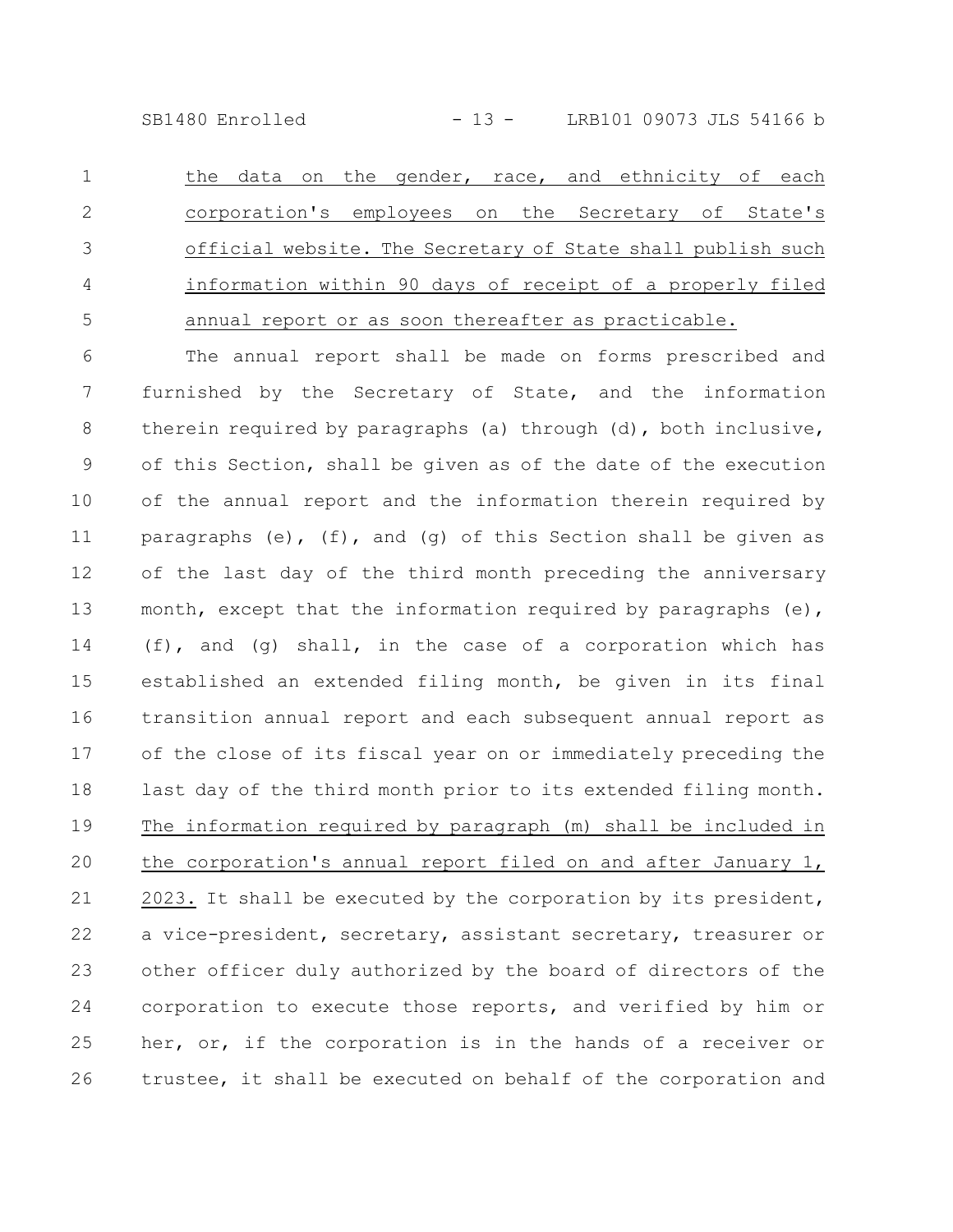the data on the gender, race, and ethnicity of each corporation's employees on the Secretary of State's official website. The Secretary of State shall publish such information within 90 days of receipt of a properly filed annual report or as soon thereafter as practicable.

The annual report shall be made on forms prescribed and furnished by the Secretary of State, and the information therein required by paragraphs (a) through (d), both inclusive, of this Section, shall be given as of the date of the execution of the annual report and the information therein required by paragraphs (e), (f), and (g) of this Section shall be given as of the last day of the third month preceding the anniversary month, except that the information required by paragraphs (e), (f), and (g) shall, in the case of a corporation which has established an extended filing month, be given in its final transition annual report and each subsequent annual report as of the close of its fiscal year on or immediately preceding the last day of the third month prior to its extended filing month. The information required by paragraph (m) shall be included in the corporation's annual report filed on and after January 1, 2023. It shall be executed by the corporation by its president, a vice-president, secretary, assistant secretary, treasurer or other officer duly authorized by the board of directors of the corporation to execute those reports, and verified by him or her, or, if the corporation is in the hands of a receiver or trustee, it shall be executed on behalf of the corporation and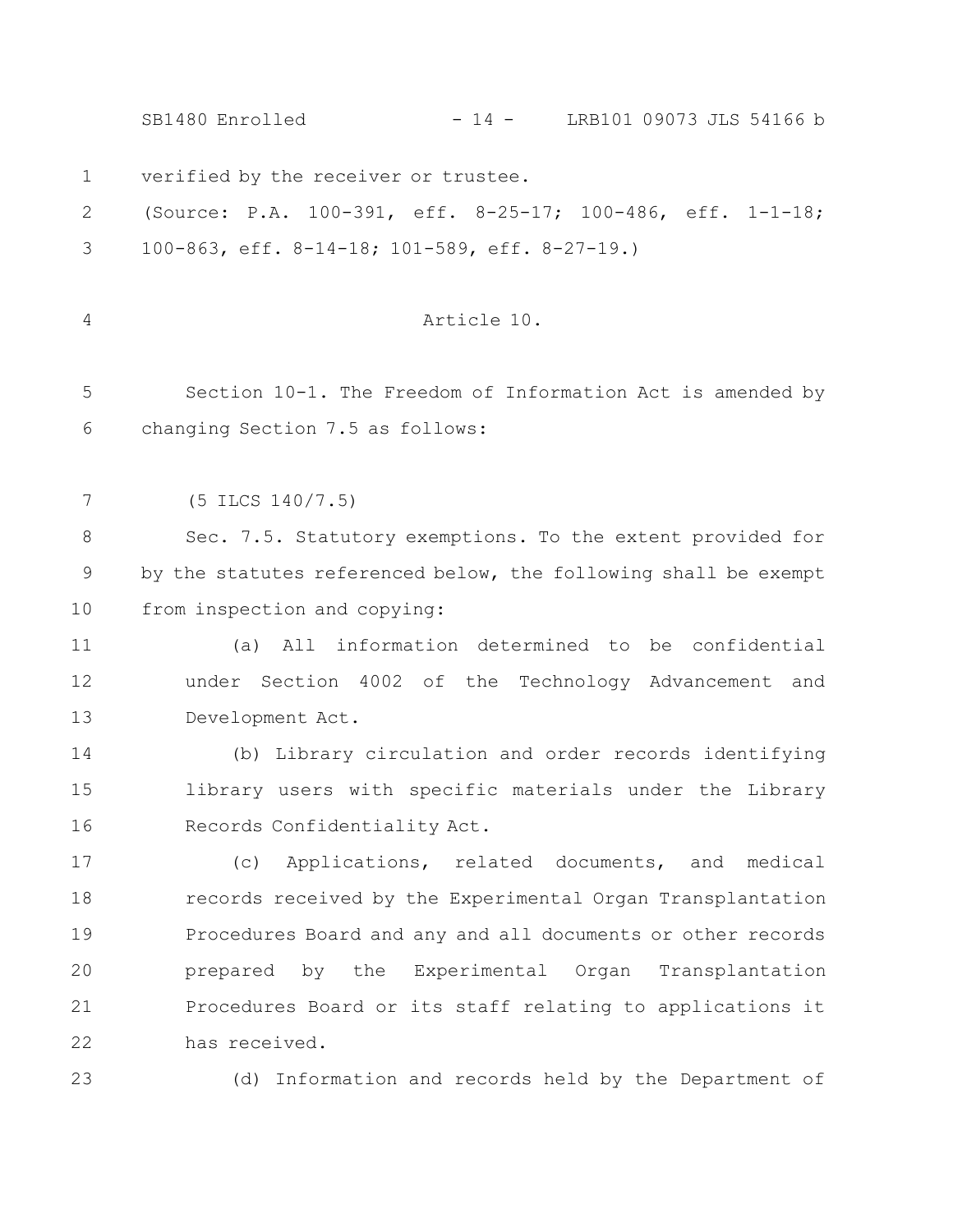verified by the receiver or trustee.

(Source: P.A. 100-391, eff. 8-25-17; 100-486, eff. 1-1-18; 100-863, eff. 8-14-18; 101-589, eff. 8-27-19.)

Article 10.

Section 10-1. The Freedom of Information Act is amended by changing Section 7.5 as follows:

(5 ILCS 140/7.5)

Sec. 7.5. Statutory exemptions. To the extent provided for by the statutes referenced below, the following shall be exempt from inspection and copying:

(a) All information determined to be confidential under Section 4002 of the Technology Advancement and Development Act.

(b) Library circulation and order records identifying library users with specific materials under the Library Records Confidentiality Act.

(c) Applications, related documents, and medical records received by the Experimental Organ Transplantation Procedures Board and any and all documents or other records prepared by the Experimental Organ Transplantation Procedures Board or its staff relating to applications it has received.

(d) Information and records held by the Department of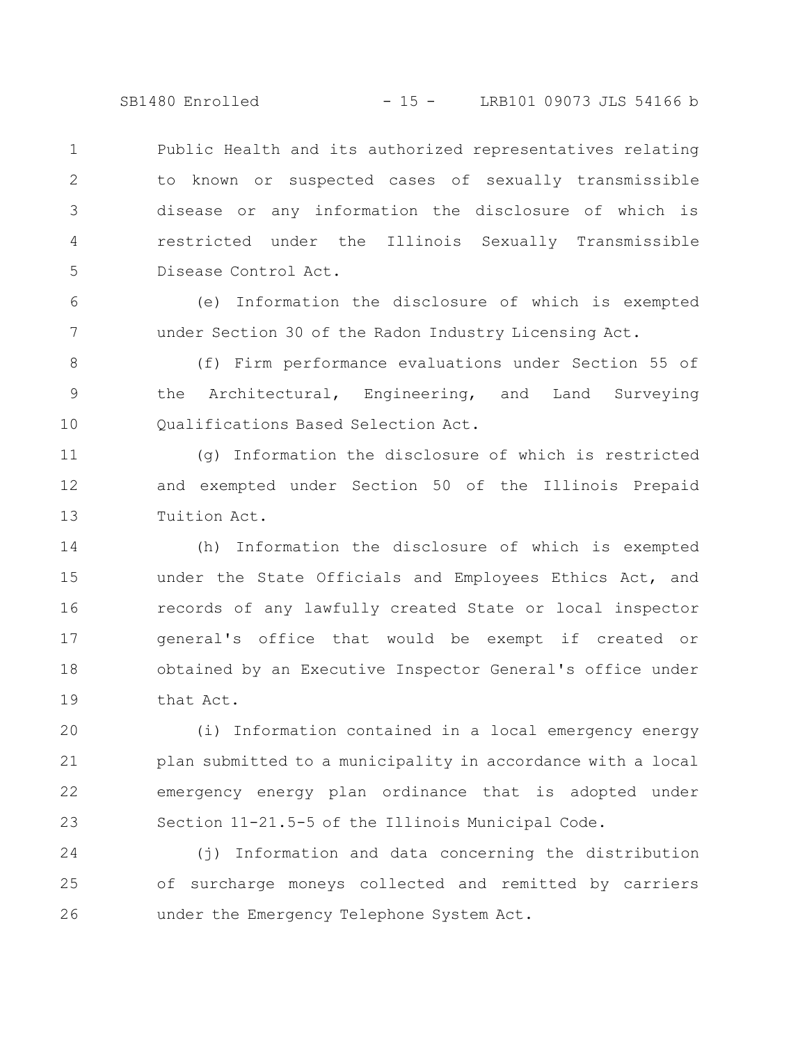Public Health and its authorized representatives relating to known or suspected cases of sexually transmissible disease or any information the disclosure of which is restricted under the Illinois Sexually Transmissible Disease Control Act.

(e) Information the disclosure of which is exempted under Section 30 of the Radon Industry Licensing Act.

(f) Firm performance evaluations under Section 55 of the Architectural, Engineering, and Land Surveying Qualifications Based Selection Act.

(g) Information the disclosure of which is restricted and exempted under Section 50 of the Illinois Prepaid Tuition Act.

(h) Information the disclosure of which is exempted under the State Officials and Employees Ethics Act, and records of any lawfully created State or local inspector general's office that would be exempt if created or obtained by an Executive Inspector General's office under that Act.

(i) Information contained in a local emergency energy plan submitted to a municipality in accordance with a local emergency energy plan ordinance that is adopted under Section 11-21.5-5 of the Illinois Municipal Code.

(j) Information and data concerning the distribution of surcharge moneys collected and remitted by carriers under the Emergency Telephone System Act.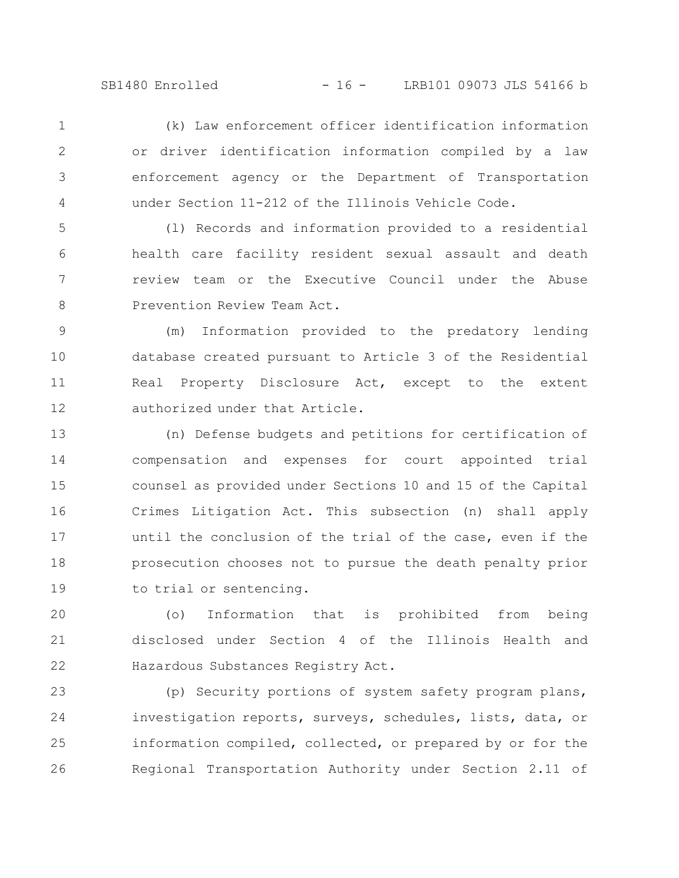(k) Law enforcement officer identification information or driver identification information compiled by a law enforcement agency or the Department of Transportation under Section 11-212 of the Illinois Vehicle Code.

(l) Records and information provided to a residential health care facility resident sexual assault and death review team or the Executive Council under the Abuse Prevention Review Team Act.

(m) Information provided to the predatory lending database created pursuant to Article 3 of the Residential Real Property Disclosure Act, except to the extent authorized under that Article.

(n) Defense budgets and petitions for certification of compensation and expenses for court appointed trial counsel as provided under Sections 10 and 15 of the Capital Crimes Litigation Act. This subsection (n) shall apply until the conclusion of the trial of the case, even if the prosecution chooses not to pursue the death penalty prior to trial or sentencing.

(o) Information that is prohibited from being disclosed under Section 4 of the Illinois Health and Hazardous Substances Registry Act.

(p) Security portions of system safety program plans, investigation reports, surveys, schedules, lists, data, or information compiled, collected, or prepared by or for the Regional Transportation Authority under Section 2.11 of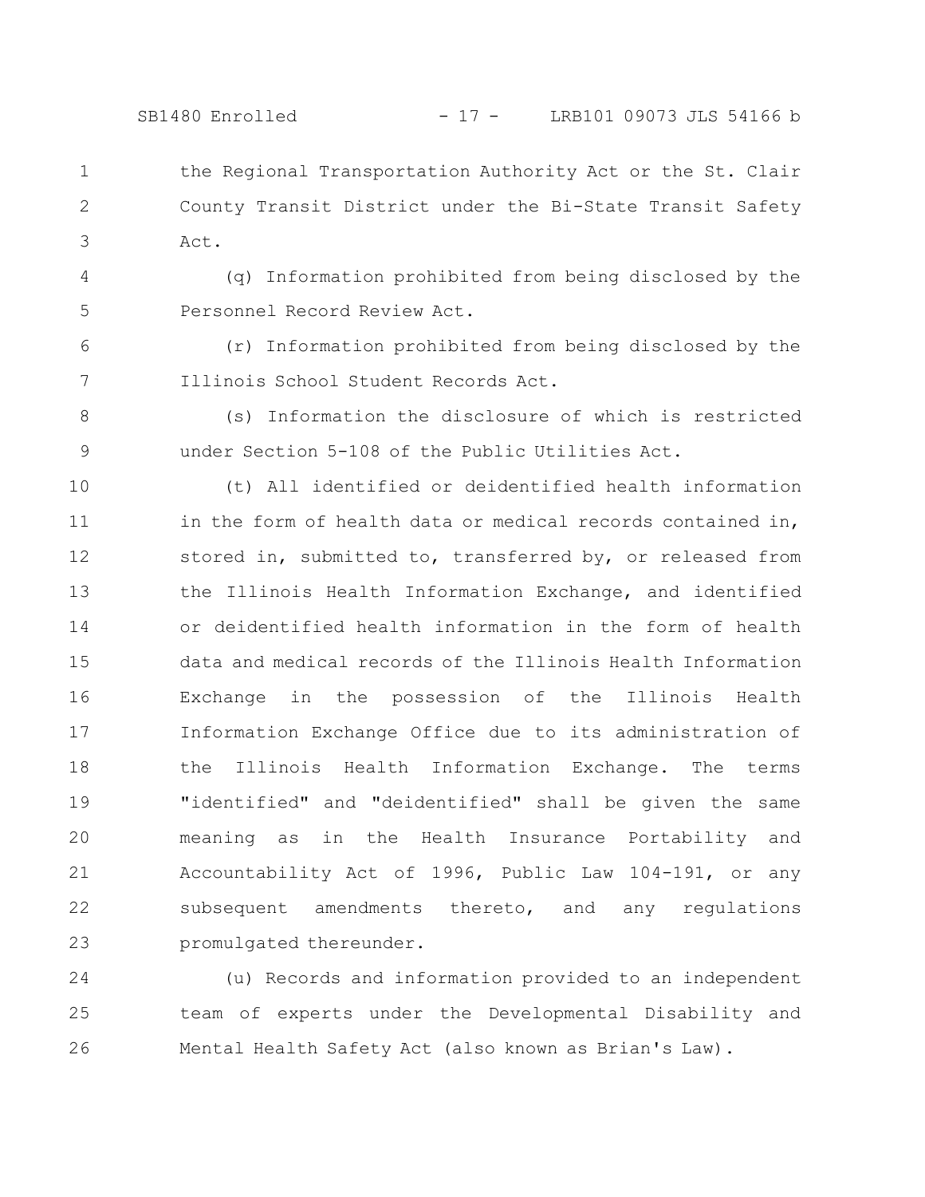the Regional Transportation Authority Act or the St. Clair County Transit District under the Bi-State Transit Safety Act.

(q) Information prohibited from being disclosed by the Personnel Record Review Act.

(r) Information prohibited from being disclosed by the Illinois School Student Records Act.

(s) Information the disclosure of which is restricted under Section 5-108 of the Public Utilities Act.

(t) All identified or deidentified health information in the form of health data or medical records contained in, stored in, submitted to, transferred by, or released from the Illinois Health Information Exchange, and identified or deidentified health information in the form of health data and medical records of the Illinois Health Information Exchange in the possession of the Illinois Health Information Exchange Office due to its administration of the Illinois Health Information Exchange. The terms "identified" and "deidentified" shall be given the same meaning as in the Health Insurance Portability and Accountability Act of 1996, Public Law 104-191, or any subsequent amendments thereto, and any regulations promulgated thereunder.

(u) Records and information provided to an independent team of experts under the Developmental Disability and Mental Health Safety Act (also known as Brian's Law).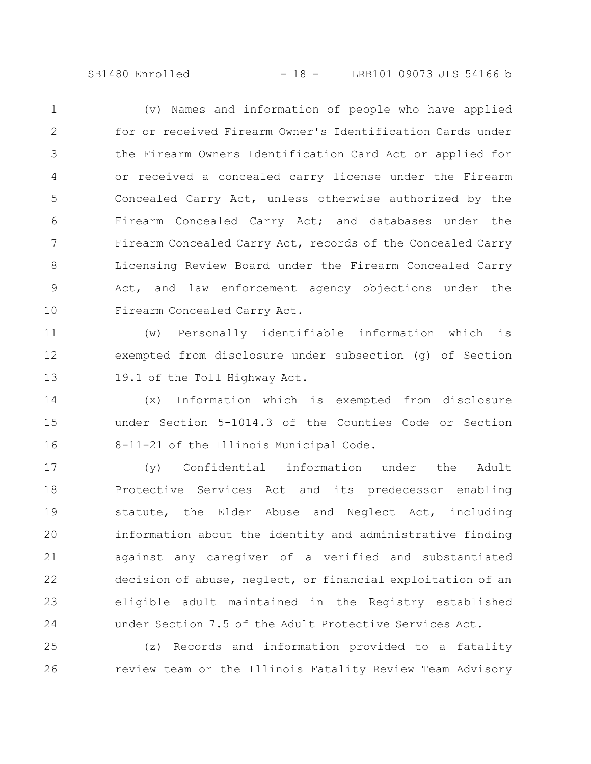(v) Names and information of people who have applied for or received Firearm Owner's Identification Cards under the Firearm Owners Identification Card Act or applied for or received a concealed carry license under the Firearm Concealed Carry Act, unless otherwise authorized by the Firearm Concealed Carry Act; and databases under the Firearm Concealed Carry Act, records of the Concealed Carry Licensing Review Board under the Firearm Concealed Carry Act, and law enforcement agency objections under the Firearm Concealed Carry Act.

(w) Personally identifiable information which is exempted from disclosure under subsection (g) of Section 19.1 of the Toll Highway Act.

(x) Information which is exempted from disclosure under Section 5-1014.3 of the Counties Code or Section 8-11-21 of the Illinois Municipal Code.

(y) Confidential information under the Adult Protective Services Act and its predecessor enabling statute, the Elder Abuse and Neglect Act, including information about the identity and administrative finding against any caregiver of a verified and substantiated decision of abuse, neglect, or financial exploitation of an eligible adult maintained in the Registry established under Section 7.5 of the Adult Protective Services Act.

(z) Records and information provided to a fatality review team or the Illinois Fatality Review Team Advisory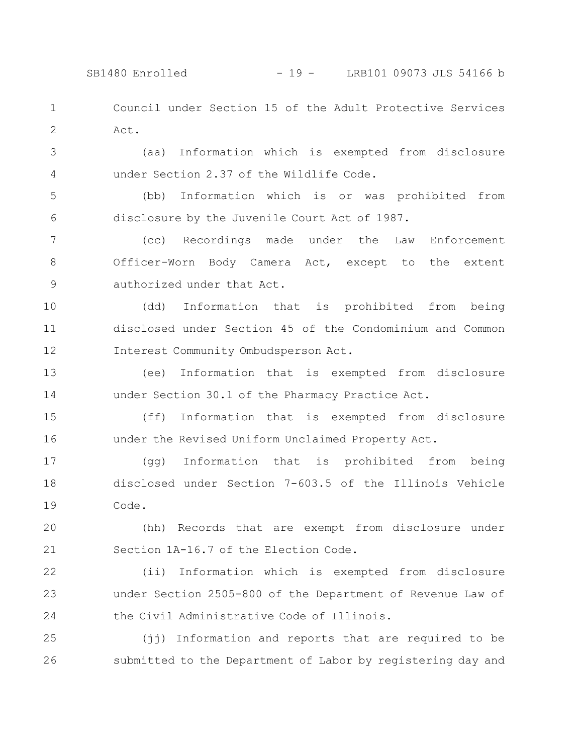Council under Section 15 of the Adult Protective Services Act.

(aa) Information which is exempted from disclosure under Section 2.37 of the Wildlife Code.

(bb) Information which is or was prohibited from disclosure by the Juvenile Court Act of 1987.

(cc) Recordings made under the Law Enforcement Officer-Worn Body Camera Act, except to the extent authorized under that Act.

(dd) Information that is prohibited from being disclosed under Section 45 of the Condominium and Common Interest Community Ombudsperson Act.

(ee) Information that is exempted from disclosure under Section 30.1 of the Pharmacy Practice Act.

(ff) Information that is exempted from disclosure under the Revised Uniform Unclaimed Property Act.

(gg) Information that is prohibited from being disclosed under Section 7-603.5 of the Illinois Vehicle Code.

(hh) Records that are exempt from disclosure under Section 1A-16.7 of the Election Code.

(ii) Information which is exempted from disclosure under Section 2505-800 of the Department of Revenue Law of the Civil Administrative Code of Illinois.

(jj) Information and reports that are required to be submitted to the Department of Labor by registering day and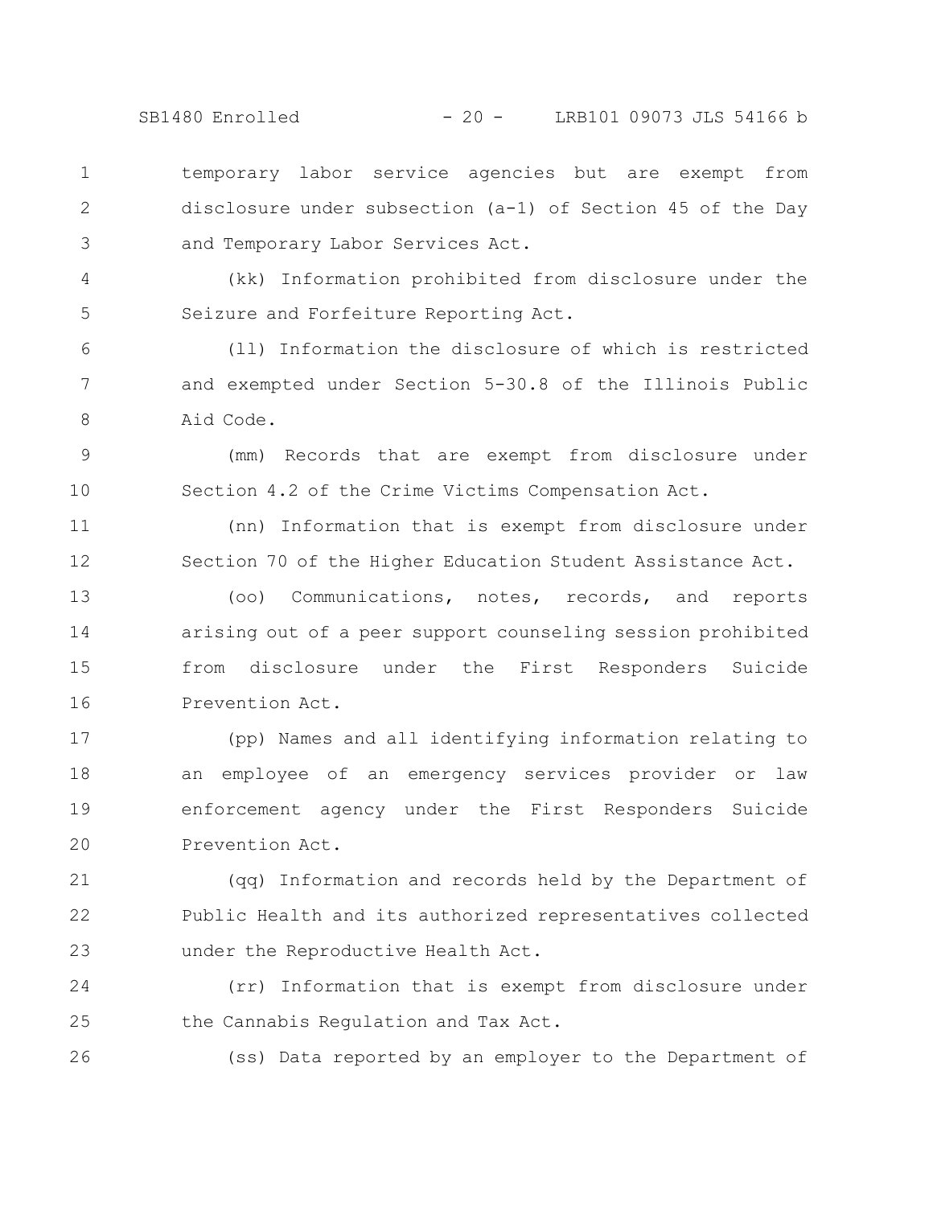temporary labor service agencies but are exempt from disclosure under subsection (a-1) of Section 45 of the Day and Temporary Labor Services Act.

(kk) Information prohibited from disclosure under the Seizure and Forfeiture Reporting Act.

(ll) Information the disclosure of which is restricted and exempted under Section 5-30.8 of the Illinois Public Aid Code.

(mm) Records that are exempt from disclosure under Section 4.2 of the Crime Victims Compensation Act.

(nn) Information that is exempt from disclosure under Section 70 of the Higher Education Student Assistance Act.

(oo) Communications, notes, records, and reports arising out of a peer support counseling session prohibited from disclosure under the First Responders Suicide Prevention Act.

(pp) Names and all identifying information relating to an employee of an emergency services provider or law enforcement agency under the First Responders Suicide Prevention Act.

(qq) Information and records held by the Department of Public Health and its authorized representatives collected under the Reproductive Health Act.

(rr) Information that is exempt from disclosure under the Cannabis Regulation and Tax Act.

(ss) Data reported by an employer to the Department of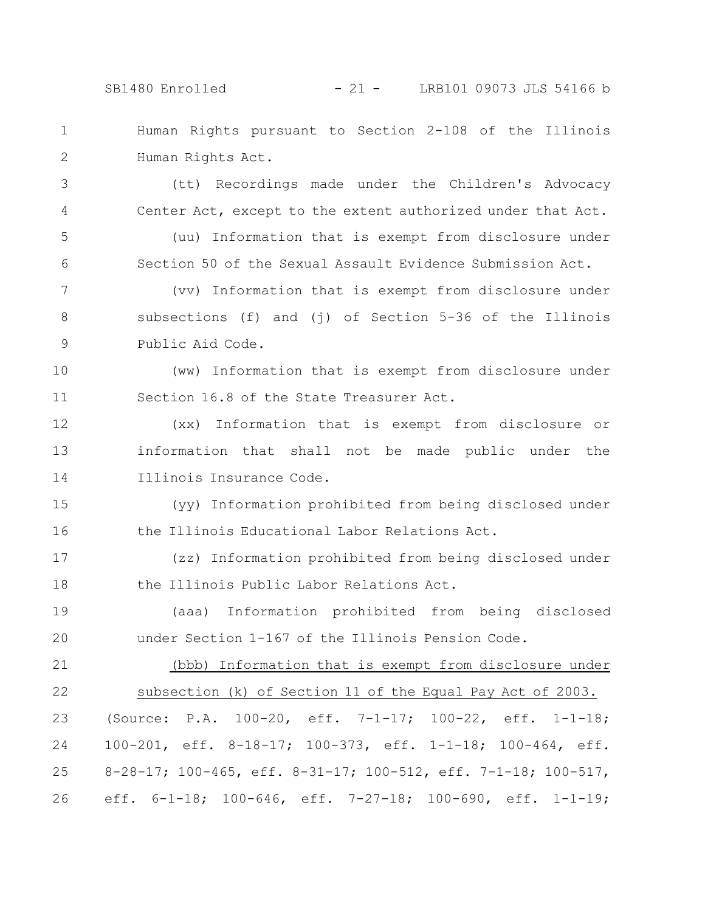Human Rights pursuant to Section 2-108 of the Illinois Human Rights Act.

(tt) Recordings made under the Children's Advocacy Center Act, except to the extent authorized under that Act.

(uu) Information that is exempt from disclosure under Section 50 of the Sexual Assault Evidence Submission Act.

(vv) Information that is exempt from disclosure under subsections (f) and (j) of Section 5-36 of the Illinois Public Aid Code.

(ww) Information that is exempt from disclosure under Section 16.8 of the State Treasurer Act.

(xx) Information that is exempt from disclosure or information that shall not be made public under the Illinois Insurance Code.

(yy) Information prohibited from being disclosed under the Illinois Educational Labor Relations Act.

(zz) Information prohibited from being disclosed under the Illinois Public Labor Relations Act.

(aaa) Information prohibited from being disclosed under Section 1-167 of the Illinois Pension Code.

<u>(bbb) Information that is exempt from disclosure under subsection (k) of Section 11 of the Equal Pay Act of 2003.</u>

(Source: P.A. 100-20, eff. 7-1-17; 100-22, eff. 1-1-18; 100-201, eff. 8-18-17; 100-373, eff. 1-1-18; 100-464, eff. 8-28-17; 100-465, eff. 8-31-17; 100-512, eff. 7-1-18; 100-517, eff. 6-1-18; 100-646, eff. 7-27-18; 100-690, eff. 1-1-19;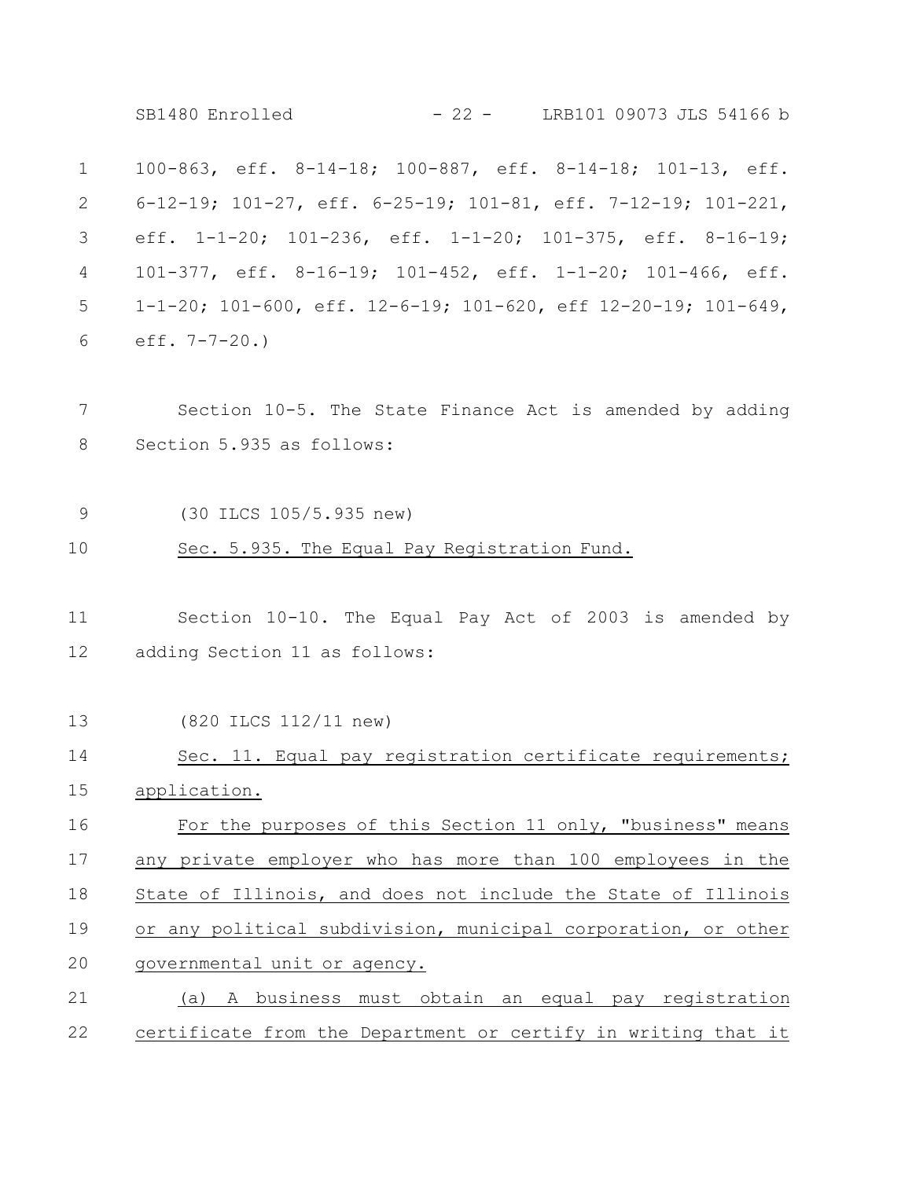100-863, eff. 8-14-18; 100-887, eff. 8-14-18; 101-13, eff. 6-12-19; 101-27, eff. 6-25-19; 101-81, eff. 7-12-19; 101-221, eff. 1-1-20; 101-236, eff. 1-1-20; 101-375, eff. 8-16-19; 101-377, eff. 8-16-19; 101-452, eff. 1-1-20; 101-466, eff. 1-1-20; 101-600, eff. 12-6-19; 101-620, eff 12-20-19; 101-649, eff. 7-7-20.)

Section 10-5. The State Finance Act is amended by adding Section 5.935 as follows:

(30 ILCS 105/5.935 new)

Sec. 5.935. The Equal Pay Registration Fund.

Section 10-10. The Equal Pay Act of 2003 is amended by adding Section 11 as follows:

(820 ILCS 112/11 new)

Sec. 11. Equal pay registration certificate requirements; application.

For the purposes of this Section 11 only, "business" means any private employer who has more than 100 employees in the State of Illinois, and does not include the State of Illinois or any political subdivision, municipal corporation, or other governmental unit or agency.

(a) A business must obtain an equal pay registration certificate from the Department or certify in writing that it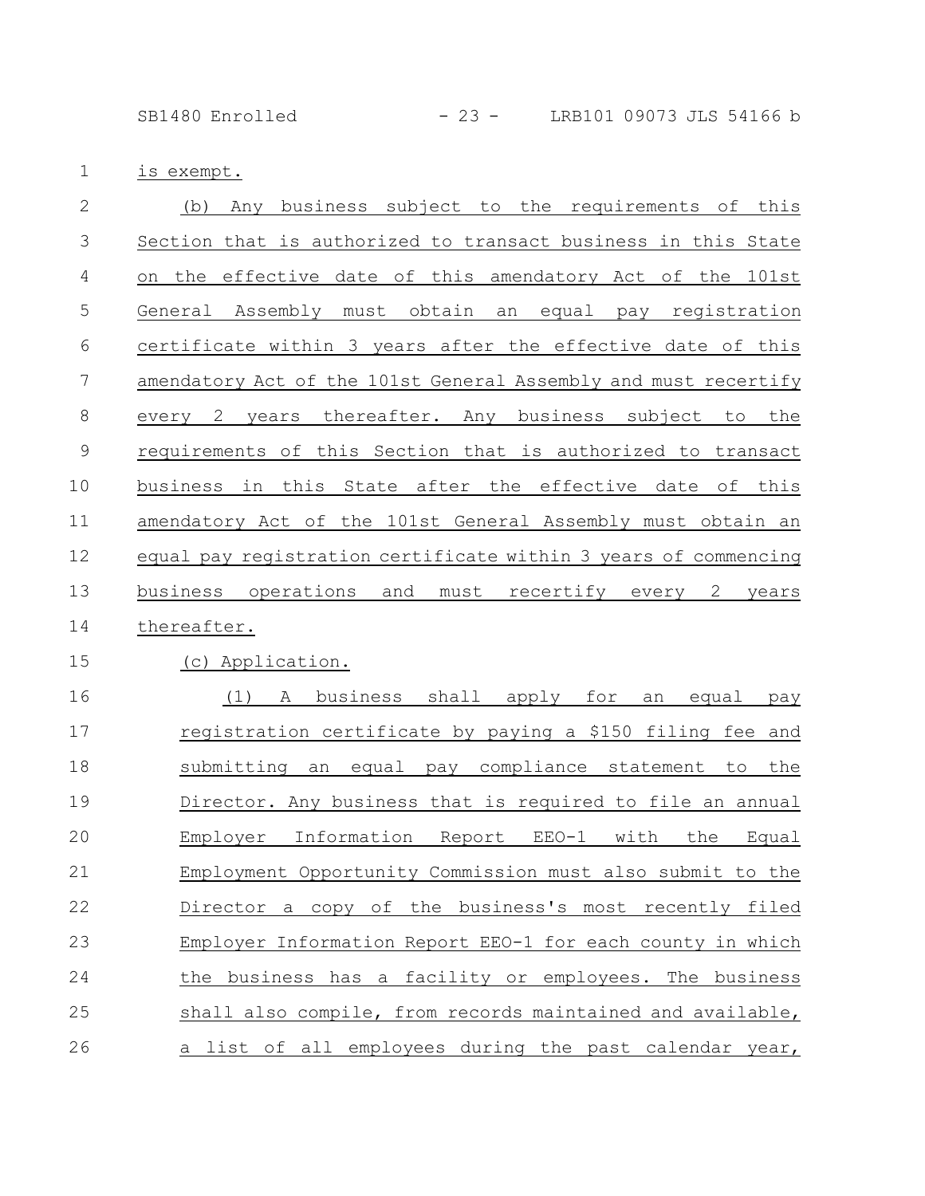is exempt.

(b) Any business subject to the requirements of this Section that is authorized to transact business in this State on the effective date of this amendatory Act of the 101st General Assembly must obtain an equal pay registration certificate within 3 years after the effective date of this amendatory Act of the 101st General Assembly and must recertify every 2 years thereafter. Any business subject to the requirements of this Section that is authorized to transact business in this State after the effective date of this amendatory Act of the 101st General Assembly must obtain an equal pay registration certificate within 3 years of commencing business operations and must recertify every 2 years thereafter.

(c) Application.

(1) A business shall apply for an equal pay registration certificate by paying a $150 filing fee and submitting an equal pay compliance statement to the Director. Any business that is required to file an annual Employer Information Report EEO-1 with the Equal Employment Opportunity Commission must also submit to the Director a copy of the business's most recently filed Employer Information Report EEO-1 for each county in which the business has a facility or employees. The business shall also compile, from records maintained and available, a list of all employees during the past calendar year,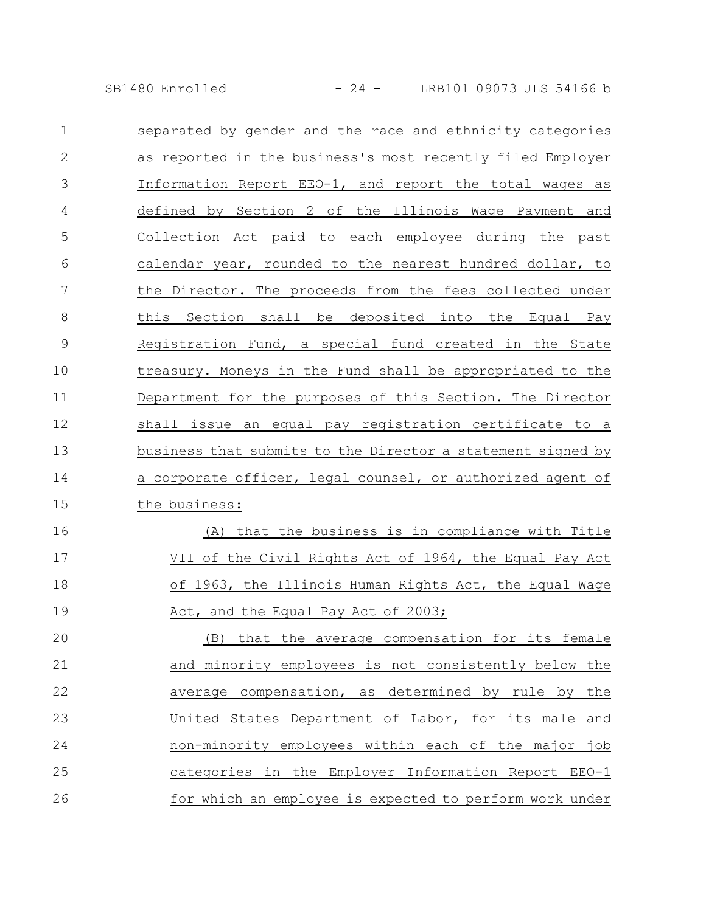separated by gender and the race and ethnicity categories as reported in the business's most recently filed Employer Information Report EEO-1, and report the total wages as defined by Section 2 of the Illinois Wage Payment and Collection Act paid to each employee during the past calendar year, rounded to the nearest hundred dollar, to the Director. The proceeds from the fees collected under this Section shall be deposited into the Equal Pay Registration Fund, a special fund created in the State treasury. Moneys in the Fund shall be appropriated to the Department for the purposes of this Section. The Director shall issue an equal pay registration certificate to a business that submits to the Director a statement signed by a corporate officer, legal counsel, or authorized agent of the business:

(A) that the business is in compliance with Title VII of the Civil Rights Act of 1964, the Equal Pay Act of 1963, the Illinois Human Rights Act, the Equal Wage Act, and the Equal Pay Act of 2003;

(B) that the average compensation for its female and minority employees is not consistently below the average compensation, as determined by rule by the United States Department of Labor, for its male and non-minority employees within each of the major job categories in the Employer Information Report EEO-1 for which an employee is expected to perform work under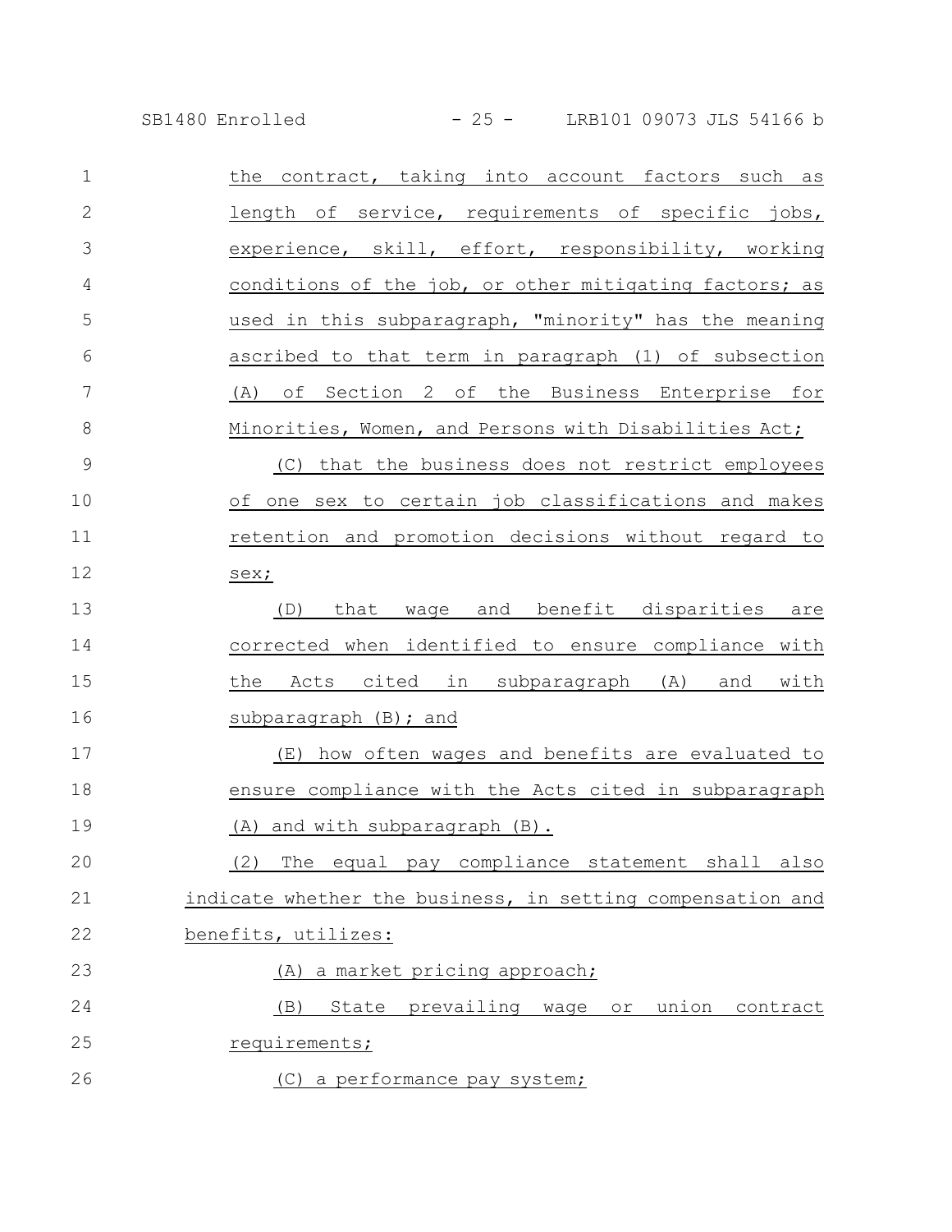the contract, taking into account factors such as length of service, requirements of specific jobs, experience, skill, effort, responsibility, working conditions of the job, or other mitigating factors; as used in this subparagraph, "minority" has the meaning ascribed to that term in paragraph (1) of subsection (A) of Section 2 of the Business Enterprise for Minorities, Women, and Persons with Disabilities Act;

(C) that the business does not restrict employees of one sex to certain job classifications and makes retention and promotion decisions without regard to sex;

(D) that wage and benefit disparities are corrected when identified to ensure compliance with the Acts cited in subparagraph (A) and with subparagraph (B); and

(E) how often wages and benefits are evaluated to ensure compliance with the Acts cited in subparagraph (A) and with subparagraph (B).

(2) The equal pay compliance statement shall also indicate whether the business, in setting compensation and benefits, utilizes:

(A) a market pricing approach;

(B) State prevailing wage or union contract requirements;

(C) a performance pay system;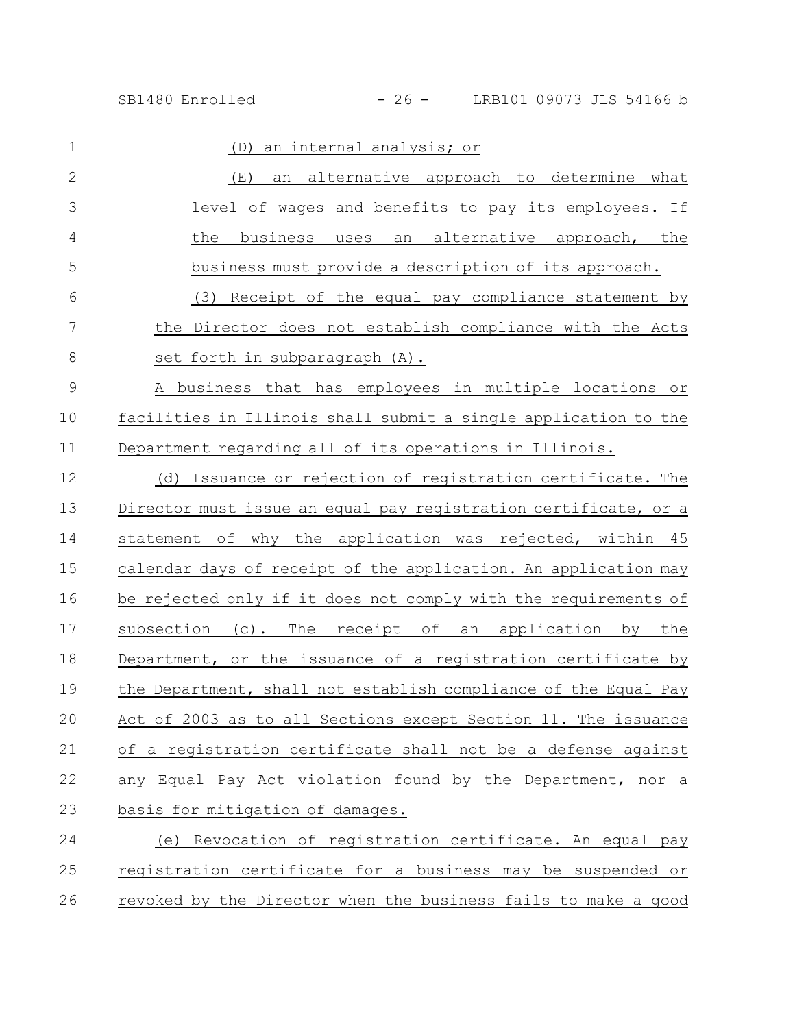(D) an internal analysis; or

(E) an alternative approach to determine what level of wages and benefits to pay its employees. If the business uses an alternative approach, the business must provide a description of its approach.

(3) Receipt of the equal pay compliance statement by the Director does not establish compliance with the Acts set forth in subparagraph (A).

A business that has employees in multiple locations or facilities in Illinois shall submit a single application to the Department regarding all of its operations in Illinois.

(d) Issuance or rejection of registration certificate. The Director must issue an equal pay registration certificate, or a statement of why the application was rejected, within 45 calendar days of receipt of the application. An application may be rejected only if it does not comply with the requirements of subsection (c). The receipt of an application by the Department, or the issuance of a registration certificate by the Department, shall not establish compliance of the Equal Pay Act of 2003 as to all Sections except Section 11. The issuance of a registration certificate shall not be a defense against any Equal Pay Act violation found by the Department, nor a basis for mitigation of damages.

(e) Revocation of registration certificate. An equal pay registration certificate for a business may be suspended or revoked by the Director when the business fails to make a good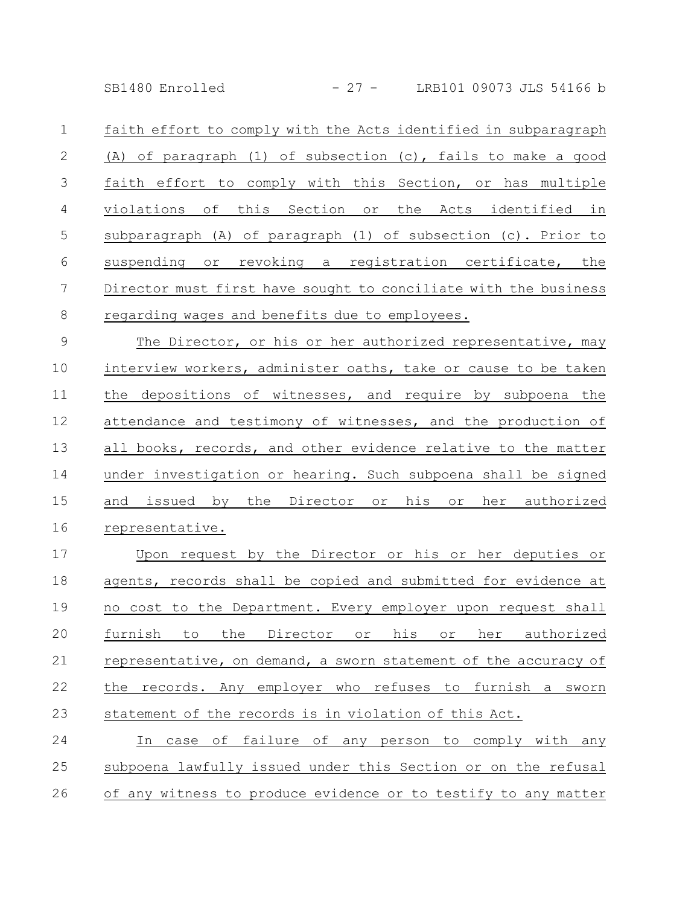faith effort to comply with the Acts identified in subparagraph (A) of paragraph (1) of subsection (c), fails to make a good faith effort to comply with this Section, or has multiple violations of this Section or the Acts identified in subparagraph (A) of paragraph (1) of subsection (c). Prior to suspending or revoking a registration certificate, the Director must first have sought to conciliate with the business regarding wages and benefits due to employees.

The Director, or his or her authorized representative, may interview workers, administer oaths, take or cause to be taken the depositions of witnesses, and require by subpoena the attendance and testimony of witnesses, and the production of all books, records, and other evidence relative to the matter under investigation or hearing. Such subpoena shall be signed and issued by the Director or his or her authorized representative.

Upon request by the Director or his or her deputies or agents, records shall be copied and submitted for evidence at no cost to the Department. Every employer upon request shall furnish to the Director or his or her authorized representative, on demand, a sworn statement of the accuracy of the records. Any employer who refuses to furnish a sworn statement of the records is in violation of this Act.

In case of failure of any person to comply with any subpoena lawfully issued under this Section or on the refusal of any witness to produce evidence or to testify to any matter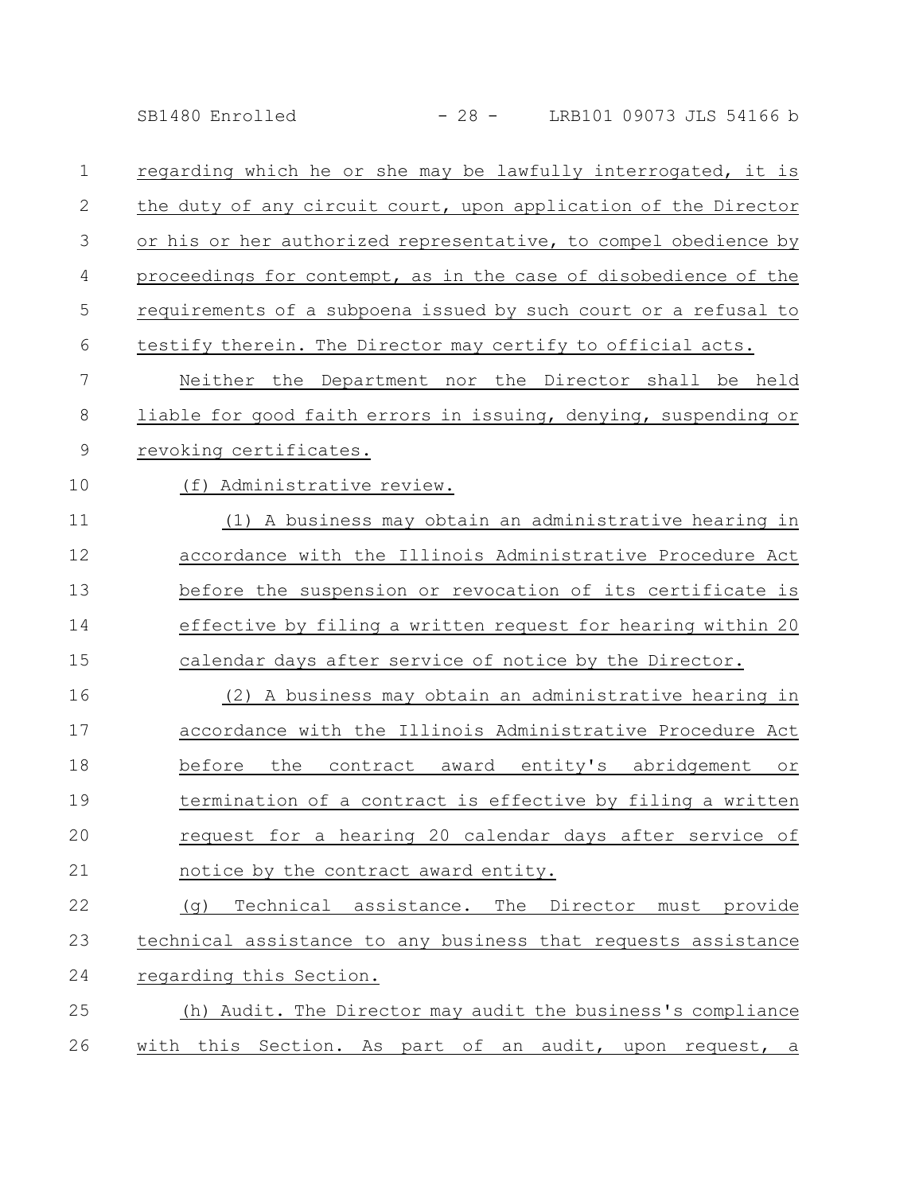regarding which he or she may be lawfully interrogated, it is the duty of any circuit court, upon application of the Director or his or her authorized representative, to compel obedience by proceedings for contempt, as in the case of disobedience of the requirements of a subpoena issued by such court or a refusal to testify therein. The Director may certify to official acts.

Neither the Department nor the Director shall be held liable for good faith errors in issuing, denying, suspending or revoking certificates.

(f) Administrative review.

(1) A business may obtain an administrative hearing in accordance with the Illinois Administrative Procedure Act before the suspension or revocation of its certificate is effective by filing a written request for hearing within 20 calendar days after service of notice by the Director.

(2) A business may obtain an administrative hearing in accordance with the Illinois Administrative Procedure Act before the contract award entity's abridgement or termination of a contract is effective by filing a written request for a hearing 20 calendar days after service of notice by the contract award entity.

(g) Technical assistance. The Director must provide technical assistance to any business that requests assistance regarding this Section.

(h) Audit. The Director may audit the business's compliance with this Section. As part of an audit, upon request, a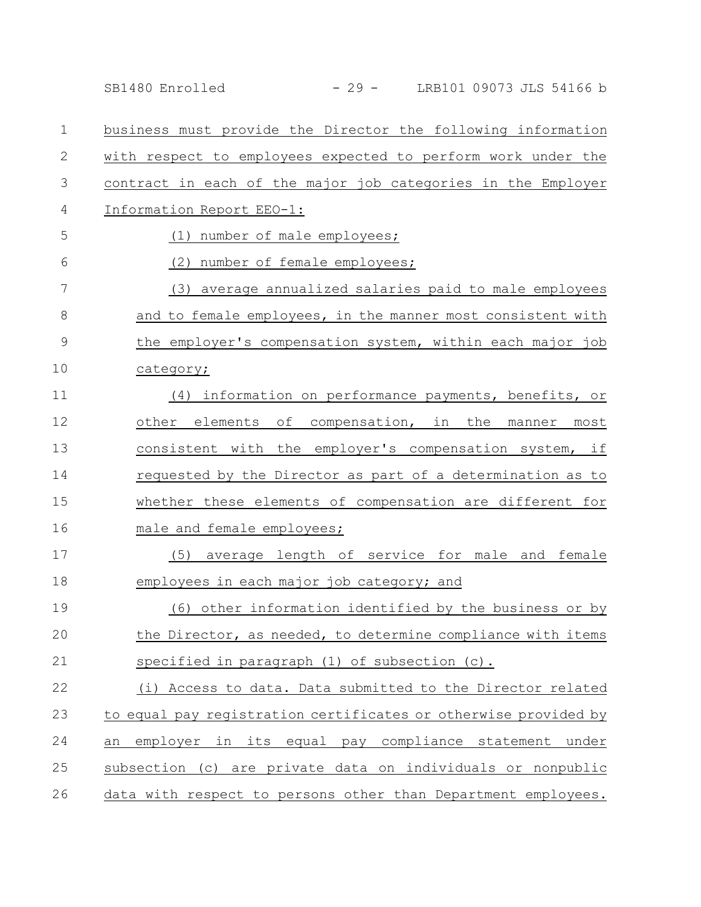business must provide the Director the following information with respect to employees expected to perform work under the contract in each of the major job categories in the Employer Information Report EEO-1:

(1) number of male employees;

(2) number of female employees;

(3) average annualized salaries paid to male employees and to female employees, in the manner most consistent with the employer's compensation system, within each major job category;

(4) information on performance payments, benefits, or other elements of compensation, in the manner most consistent with the employer's compensation system, if requested by the Director as part of a determination as to whether these elements of compensation are different for male and female employees;

(5) average length of service for male and female employees in each major job category; and

(6) other information identified by the business or by the Director, as needed, to determine compliance with items specified in paragraph (1) of subsection (c).

(i) Access to data. Data submitted to the Director related to equal pay registration certificates or otherwise provided by an employer in its equal pay compliance statement under subsection (c) are private data on individuals or nonpublic data with respect to persons other than Department employees.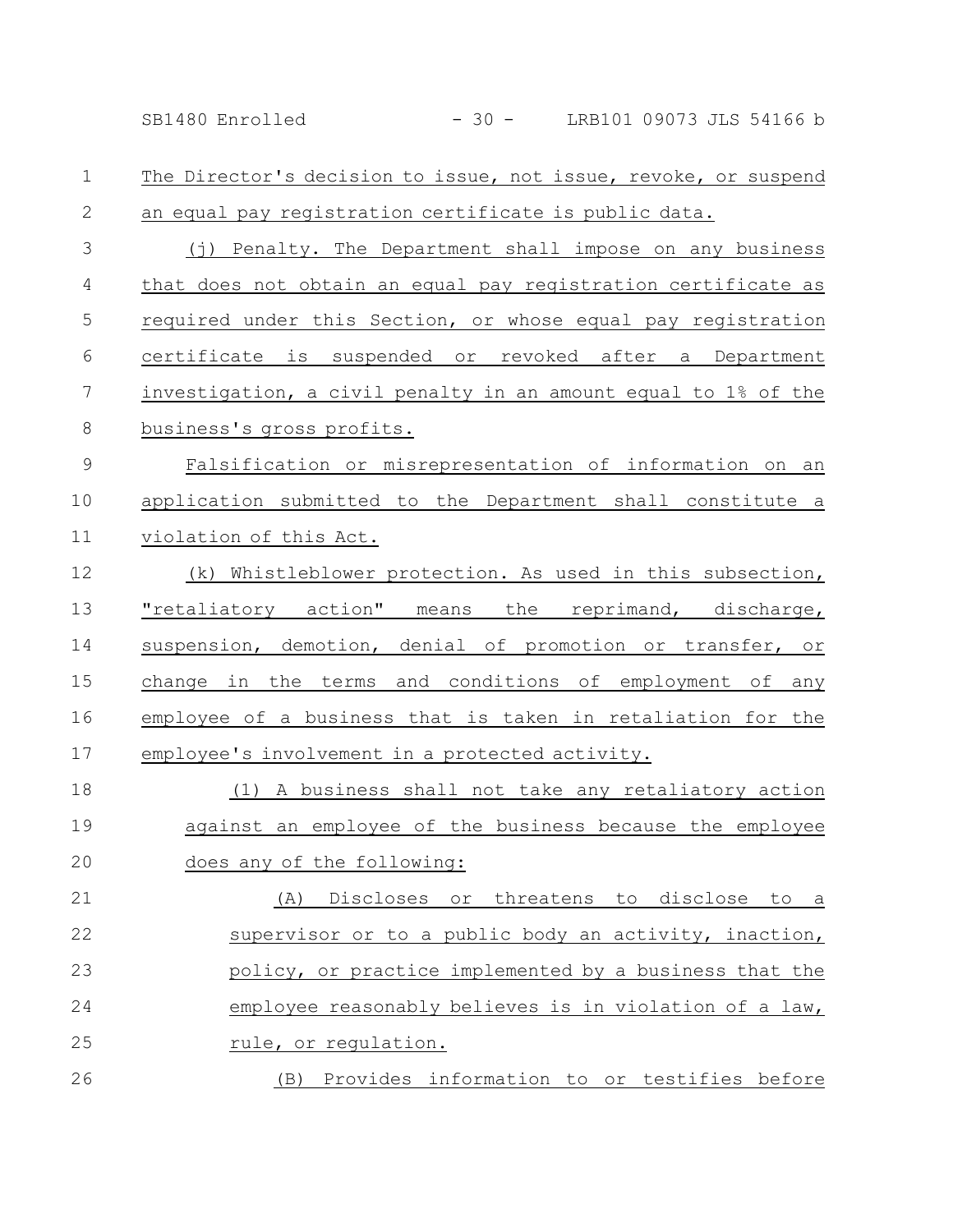The Director's decision to issue, not issue, revoke, or suspend an equal pay registration certificate is public data.

(j) Penalty. The Department shall impose on any business that does not obtain an equal pay registration certificate as required under this Section, or whose equal pay registration certificate is suspended or revoked after a Department investigation, a civil penalty in an amount equal to 1% of the business's gross profits.

Falsification or misrepresentation of information on an application submitted to the Department shall constitute a violation of this Act.

(k) Whistleblower protection. As used in this subsection, "retaliatory action" means the reprimand, discharge, suspension, demotion, denial of promotion or transfer, or change in the terms and conditions of employment of any employee of a business that is taken in retaliation for the employee's involvement in a protected activity.

(1) A business shall not take any retaliatory action against an employee of the business because the employee does any of the following:

(A) Discloses or threatens to disclose to a supervisor or to a public body an activity, inaction, policy, or practice implemented by a business that the employee reasonably believes is in violation of a law, rule, or regulation.

(B) Provides information to or testifies before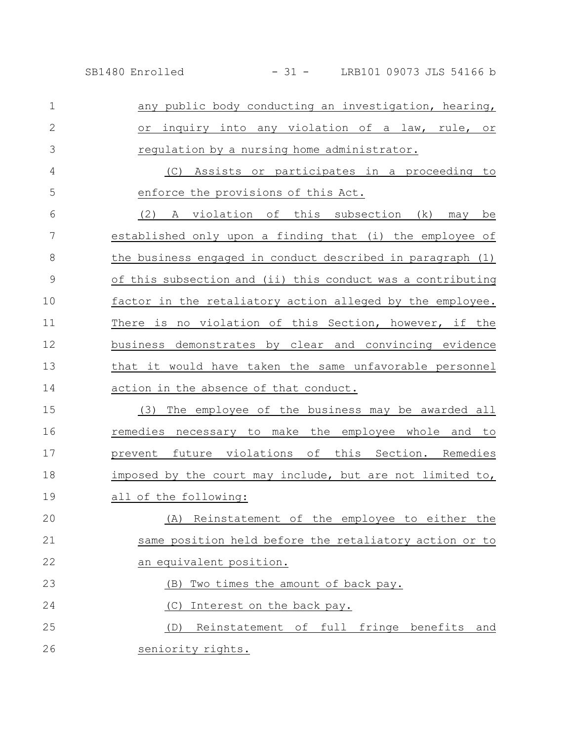any public body conducting an investigation, hearing, or inquiry into any violation of a law, rule, or regulation by a nursing home administrator.

(C) Assists or participates in a proceeding to enforce the provisions of this Act.

(2) A violation of this subsection (k) may be established only upon a finding that (i) the employee of the business engaged in conduct described in paragraph (1) of this subsection and (ii) this conduct was a contributing factor in the retaliatory action alleged by the employee. There is no violation of this Section, however, if the business demonstrates by clear and convincing evidence that it would have taken the same unfavorable personnel action in the absence of that conduct.

(3) The employee of the business may be awarded all remedies necessary to make the employee whole and to prevent future violations of this Section. Remedies imposed by the court may include, but are not limited to, all of the following:

(A) Reinstatement of the employee to either the same position held before the retaliatory action or to an equivalent position.

(B) Two times the amount of back pay.

(C) Interest on the back pay.

(D) Reinstatement of full fringe benefits and seniority rights.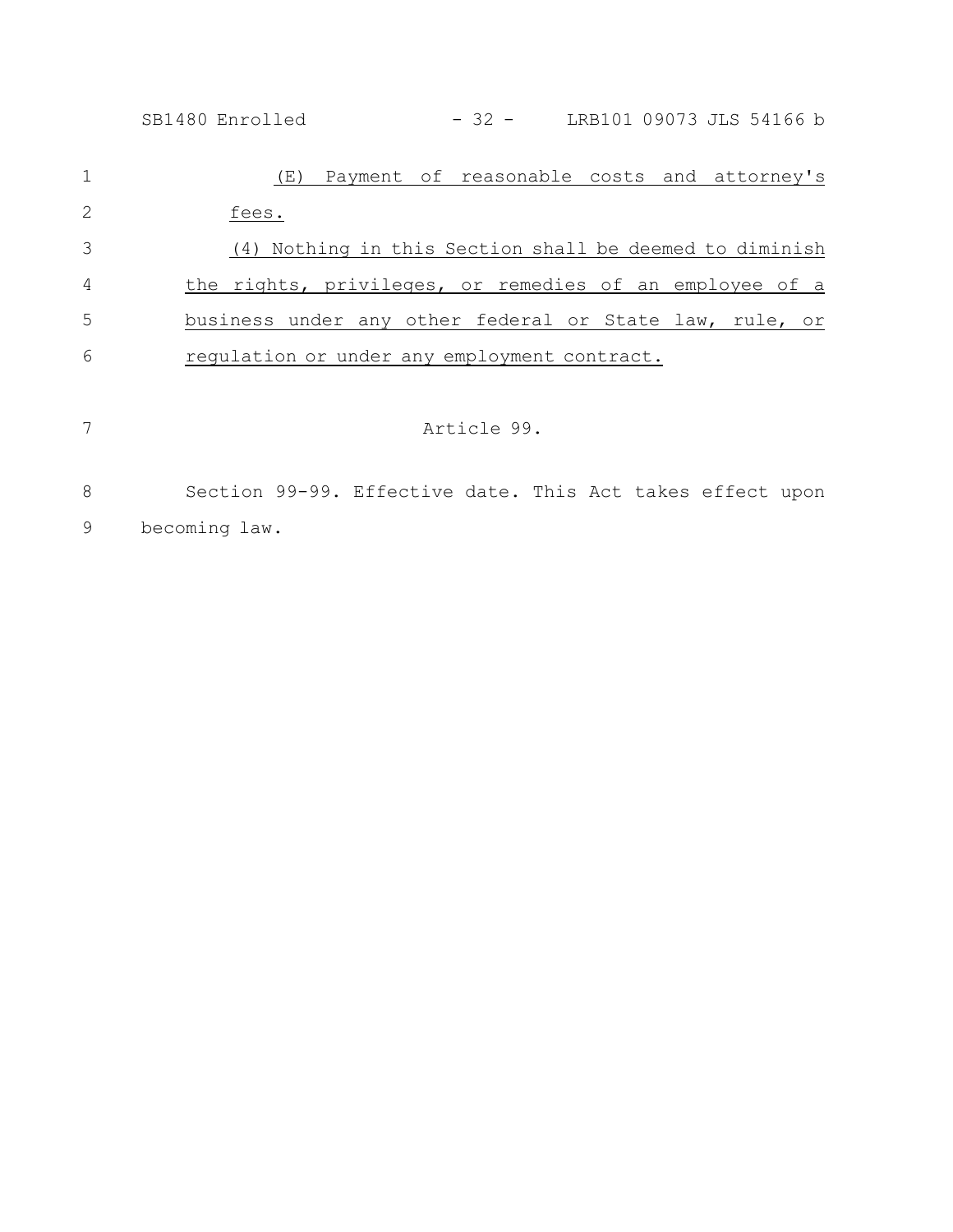(E) Payment of reasonable costs and attorney's fees.

(4) Nothing in this Section shall be deemed to diminish the rights, privileges, or remedies of an employee of a business under any other federal or State law, rule, or regulation or under any employment contract.

Article 99.

Section 99-99. Effective date. This Act takes effect upon becoming law.